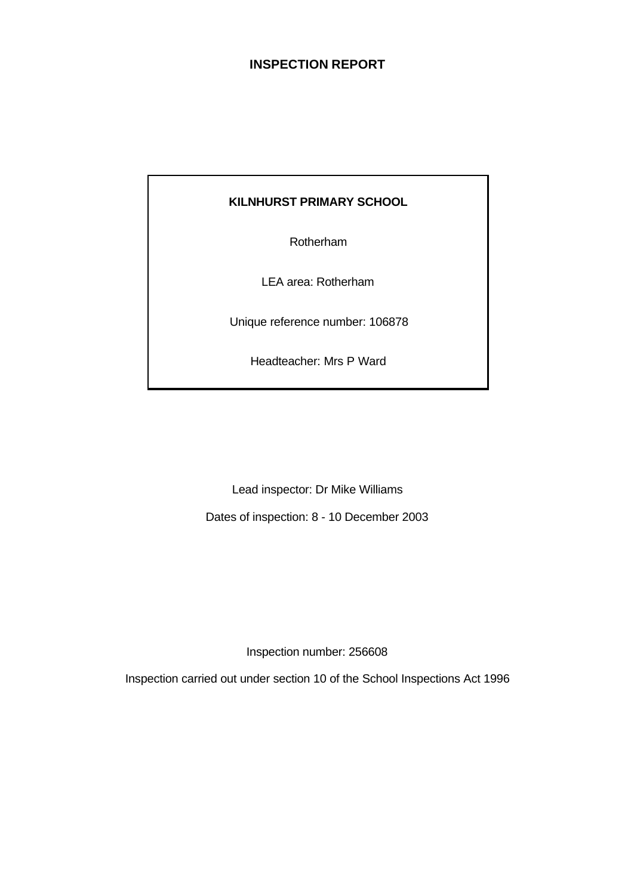# INSPECTION REPORT

**KILNHURST PRIMARY SCHOOL**

Rotherham

LEA area: Rotherham

Unique reference number: 106878

Headteacher: Mrs P Ward

Lead inspector: Dr Mike Williams

Dates of inspection: 8 - 10 December 2003

Inspection number: 256608

Inspection carried out under section 10 of the School Inspections Act 1996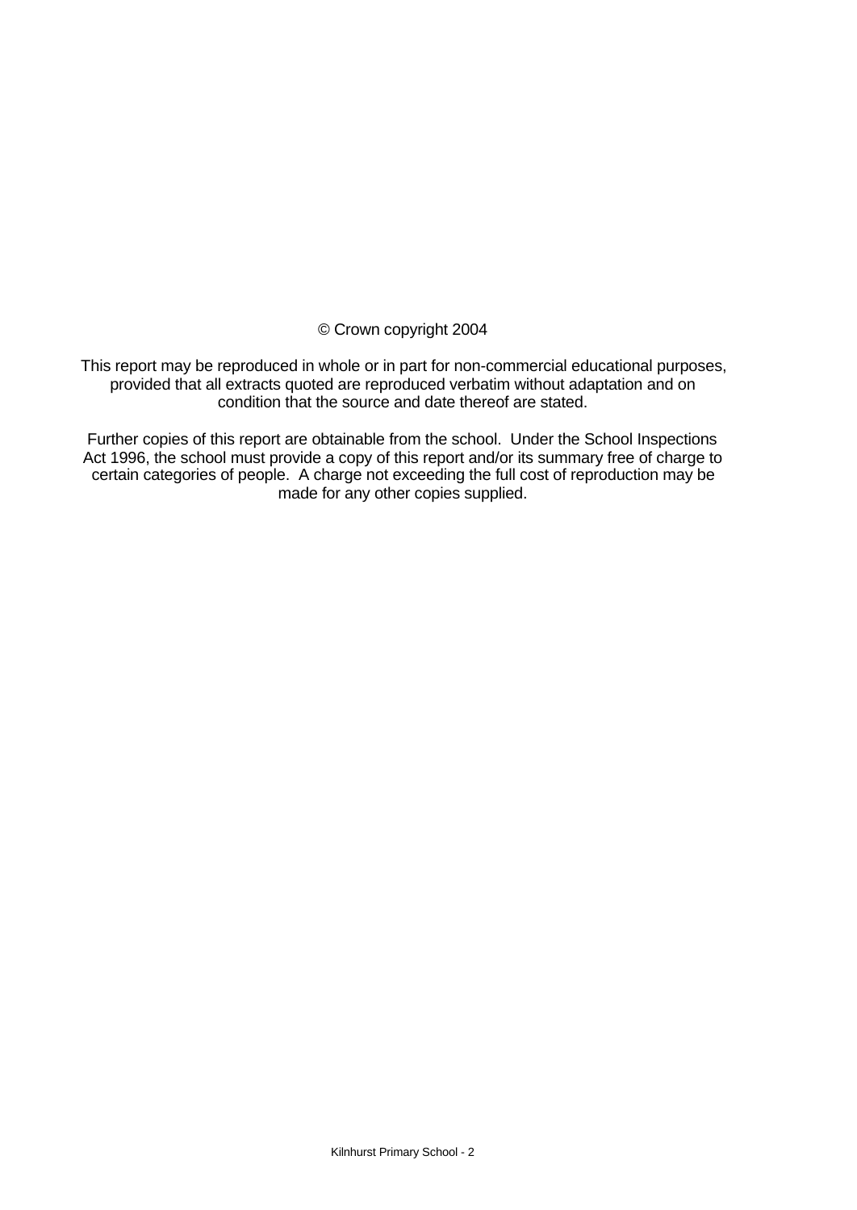© Crown copyright 2004

This report may be reproduced in whole or in part for non-commercial educational purposes, provided that all extracts quoted are reproduced verbatim without adaptation and on condition that the source and date thereof are stated.

Further copies of this report are obtainable from the school. Under the School Inspections Act 1996, the school must provide a copy of this report and/or its summary free of charge to certain categories of people. A charge not exceeding the full cost of reproduction may be made for any other copies supplied.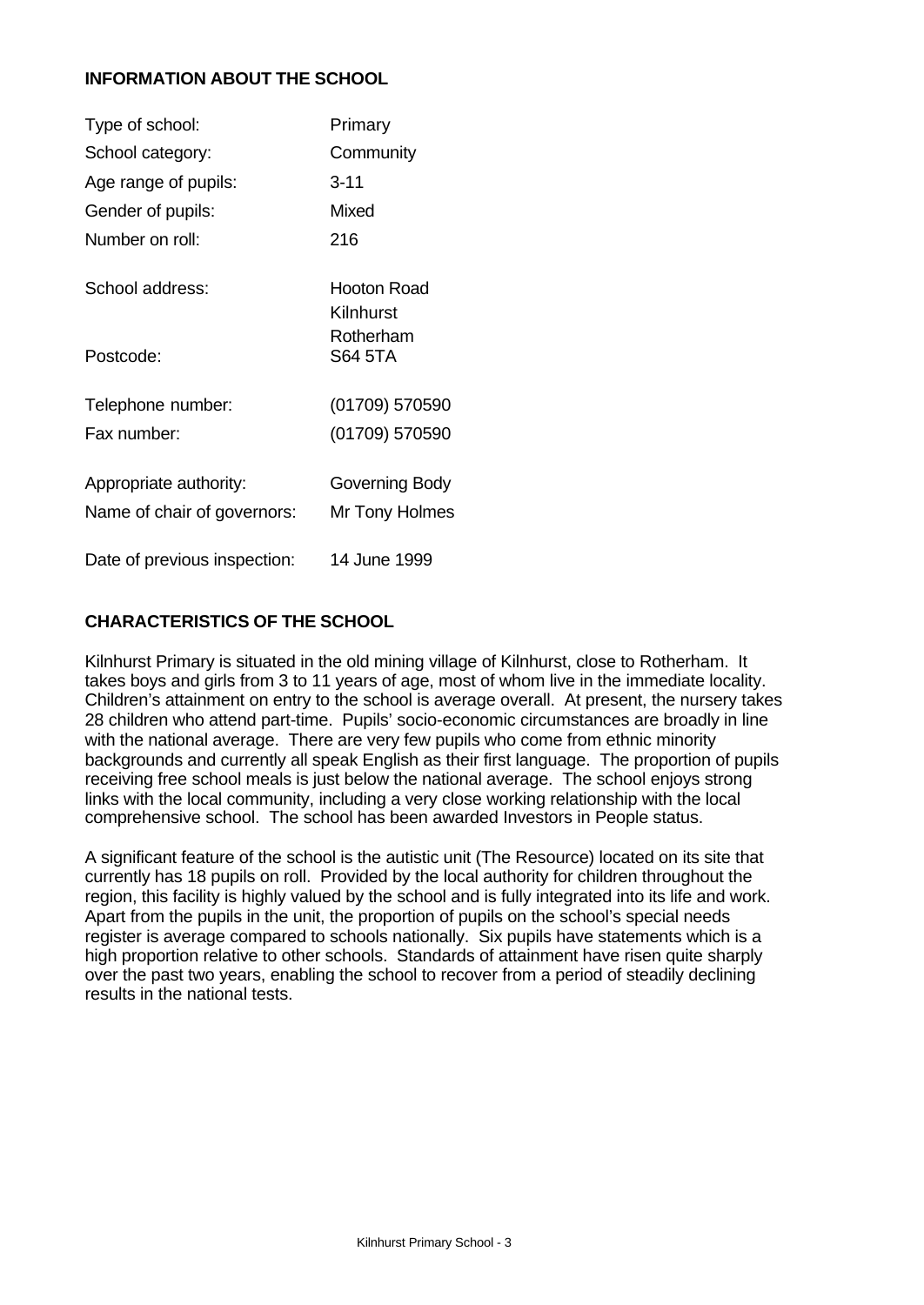## INFORMATION ABOUT THE SCHOOL

| | |
|---|---|
| Type of school: | Primary |
| School category: | Community |
| Age range of pupils: | 3-11 |
| Gender of pupils: | Mixed |
| Number on roll: | 216 |
| School address: | Hooton Road<br>Kilnhurst<br>Rotherham |
| Postcode: | S64 5TA |
| Telephone number: | (01709) 570590 |
| Fax number: | (01709) 570590 |
| Appropriate authority: | Governing Body |
| Name of chair of governors: | Mr Tony Holmes |
| Date of previous inspection: | 14 June 1999 |

## CHARACTERISTICS OF THE SCHOOL

Kilnhurst Primary is situated in the old mining village of Kilnhurst, close to Rotherham. It takes boys and girls from 3 to 11 years of age, most of whom live in the immediate locality. Children's attainment on entry to the school is average overall. At present, the nursery takes 28 children who attend part-time. Pupils' socio-economic circumstances are broadly in line with the national average. There are very few pupils who come from ethnic minority backgrounds and currently all speak English as their first language. The proportion of pupils receiving free school meals is just below the national average. The school enjoys strong links with the local community, including a very close working relationship with the local comprehensive school. The school has been awarded Investors in People status.

A significant feature of the school is the autistic unit (The Resource) located on its site that currently has 18 pupils on roll. Provided by the local authority for children throughout the region, this facility is highly valued by the school and is fully integrated into its life and work. Apart from the pupils in the unit, the proportion of pupils on the school's special needs register is average compared to schools nationally. Six pupils have statements which is a high proportion relative to other schools. Standards of attainment have risen quite sharply over the past two years, enabling the school to recover from a period of steadily declining results in the national tests.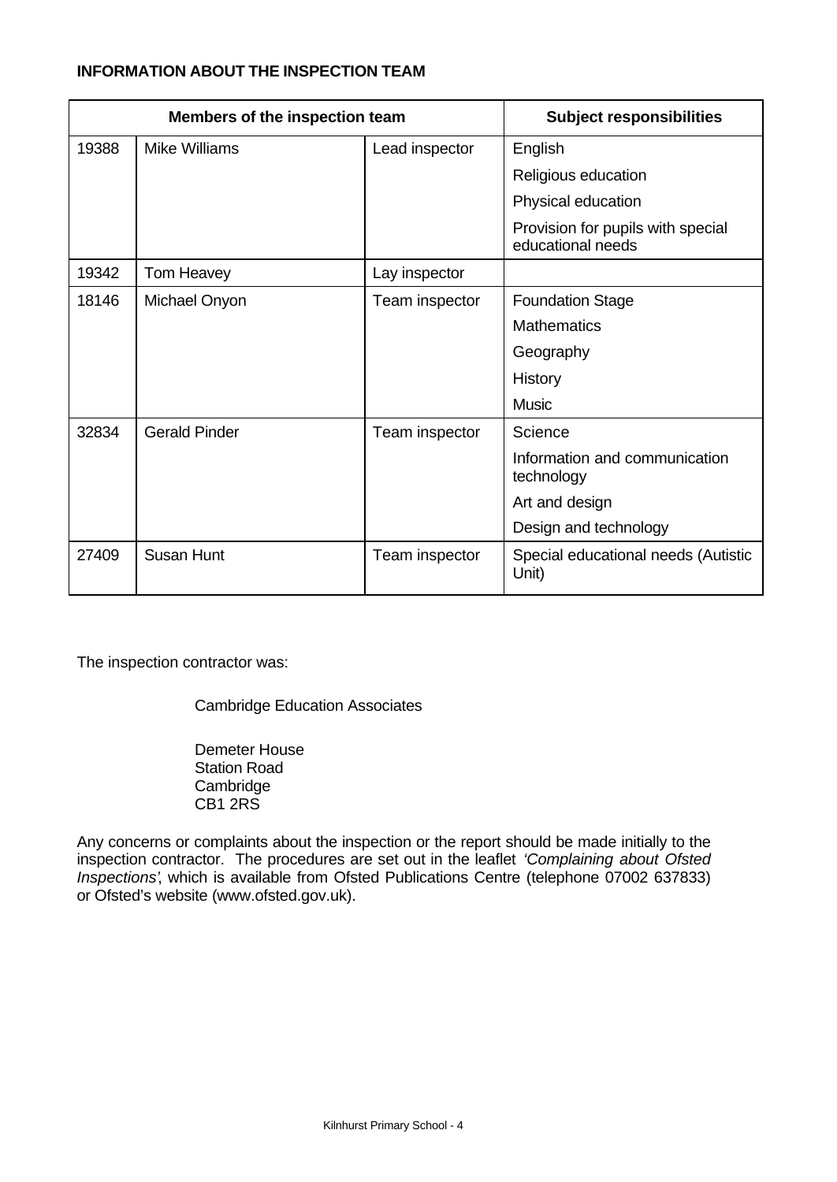**INFORMATION ABOUT THE INSPECTION TEAM**

| Members of the inspection team | | | Subject responsibilities |
|---|---|---|---|
| 19388 | Mike Williams | Lead inspector | English |
| | | | Religious education |
| | | | Physical education |
| | | | Provision for pupils with special educational needs |
| 19342 | Tom Heavey | Lay inspector | |
| 18146 | Michael Onyon | Team inspector | Foundation Stage |
| | | | Mathematics |
| | | | Geography |
| | | | History |
| | | | Music |
| 32834 | Gerald Pinder | Team inspector | Science |
| | | | Information and communication technology |
| | | | Art and design |
| | | | Design and technology |
| 27409 | Susan Hunt | Team inspector | Special educational needs (Autistic Unit) |

The inspection contractor was:

Cambridge Education Associates

Demeter House
Station Road
Cambridge
CB1 2RS

Any concerns or complaints about the inspection or the report should be made initially to the inspection contractor. The procedures are set out in the leaflet *'Complaining about Ofsted Inspections'*, which is available from Ofsted Publications Centre (telephone 07002 637833) or Ofsted's website (www.ofsted.gov.uk).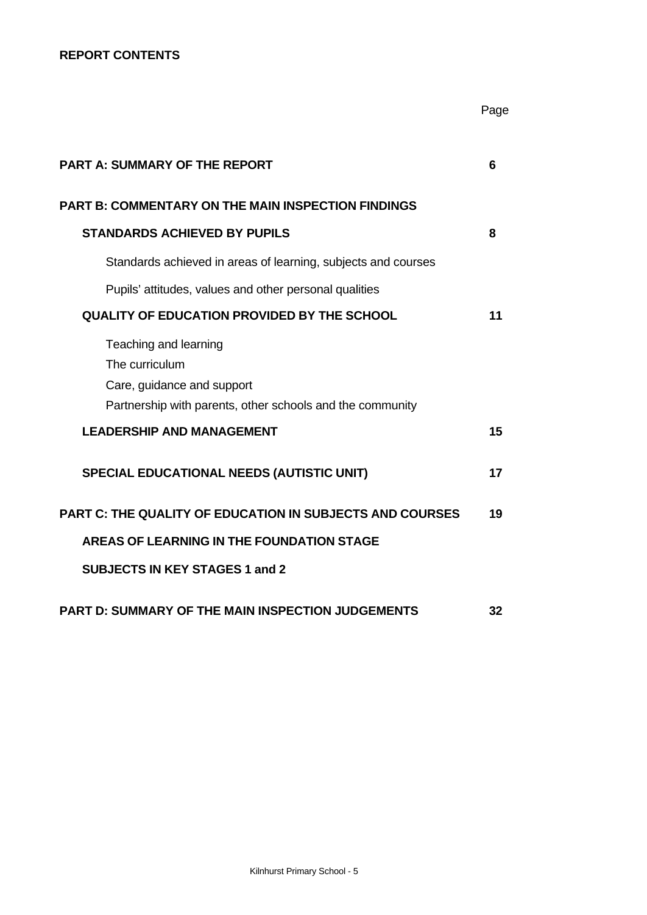**REPORT CONTENTS**

| | Page |
|---|---|
| **PART A: SUMMARY OF THE REPORT** | **6** |
| **PART B: COMMENTARY ON THE MAIN INSPECTION FINDINGS** | |
| **STANDARDS ACHIEVED BY PUPILS** | **8** |
| Standards achieved in areas of learning, subjects and courses | |
| Pupils' attitudes, values and other personal qualities | |
| **QUALITY OF EDUCATION PROVIDED BY THE SCHOOL** | **11** |
| Teaching and learning<br>The curriculum<br>Care, guidance and support<br>Partnership with parents, other schools and the community | |
| **LEADERSHIP AND MANAGEMENT** | **15** |
| **SPECIAL EDUCATIONAL NEEDS (AUTISTIC UNIT)** | **17** |
| **PART C: THE QUALITY OF EDUCATION IN SUBJECTS AND COURSES** | **19** |
| **AREAS OF LEARNING IN THE FOUNDATION STAGE** | |
| **SUBJECTS IN KEY STAGES 1 and 2** | |
| **PART D: SUMMARY OF THE MAIN INSPECTION JUDGEMENTS** | **32** |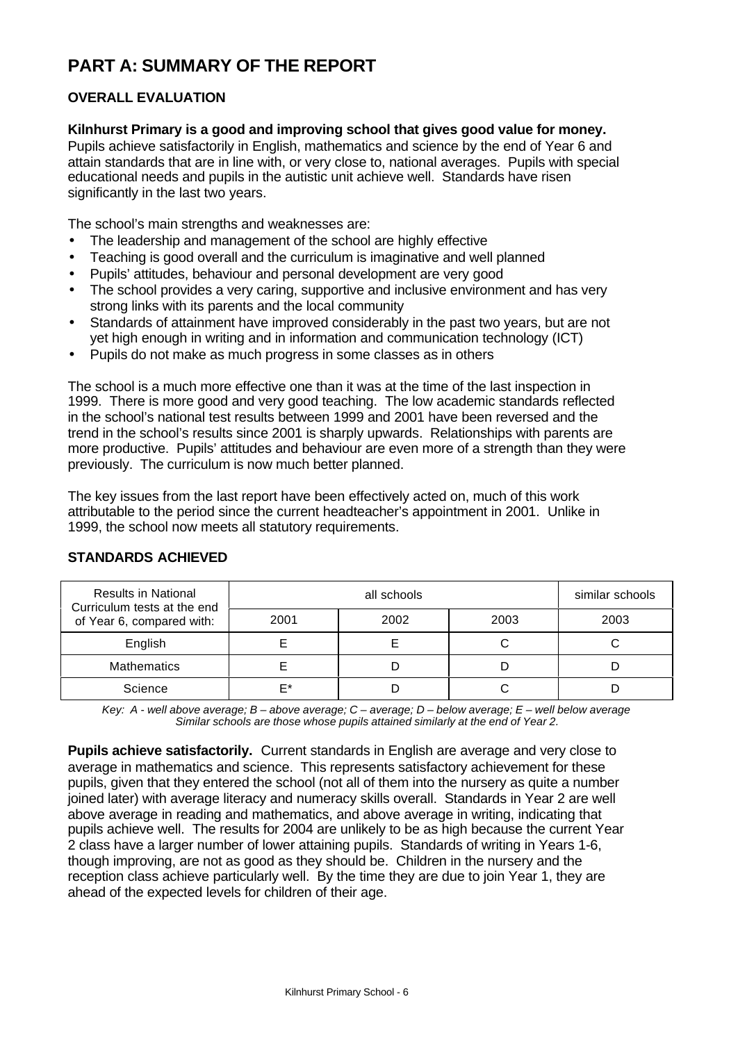# PART A: SUMMARY OF THE REPORT

## OVERALL EVALUATION

**Kilnhurst Primary is a good and improving school that gives good value for money.** Pupils achieve satisfactorily in English, mathematics and science by the end of Year 6 and attain standards that are in line with, or very close to, national averages. Pupils with special educational needs and pupils in the autistic unit achieve well. Standards have risen significantly in the last two years.

The school's main strengths and weaknesses are:

- The leadership and management of the school are highly effective
- Teaching is good overall and the curriculum is imaginative and well planned
- Pupils' attitudes, behaviour and personal development are very good
- The school provides a very caring, supportive and inclusive environment and has very strong links with its parents and the local community
- Standards of attainment have improved considerably in the past two years, but are not yet high enough in writing and in information and communication technology (ICT)
- Pupils do not make as much progress in some classes as in others

The school is a much more effective one than it was at the time of the last inspection in 1999. There is more good and very good teaching. The low academic standards reflected in the school's national test results between 1999 and 2001 have been reversed and the trend in the school's results since 2001 is sharply upwards. Relationships with parents are more productive. Pupils' attitudes and behaviour are even more of a strength than they were previously. The curriculum is now much better planned.

The key issues from the last report have been effectively acted on, much of this work attributable to the period since the current headteacher's appointment in 2001. Unlike in 1999, the school now meets all statutory requirements.

## STANDARDS ACHIEVED

| Results in National Curriculum tests at the end of Year 6, compared with: | all schools | | | similar schools |
|---|---|---|---|---|
| | 2001 | 2002 | 2003 | 2003 |
| English | E | E | C | C |
| Mathematics | E | D | D | D |
| Science | E* | D | C | D |

*Key: A - well above average; B – above average; C – average; D – below average; E – well below average*
*Similar schools are those whose pupils attained similarly at the end of Year 2.*

**Pupils achieve satisfactorily.** Current standards in English are average and very close to average in mathematics and science. This represents satisfactory achievement for these pupils, given that they entered the school (not all of them into the nursery as quite a number joined later) with average literacy and numeracy skills overall. Standards in Year 2 are well above average in reading and mathematics, and above average in writing, indicating that pupils achieve well. The results for 2004 are unlikely to be as high because the current Year 2 class have a larger number of lower attaining pupils. Standards of writing in Years 1-6, though improving, are not as good as they should be. Children in the nursery and the reception class achieve particularly well. By the time they are due to join Year 1, they are ahead of the expected levels for children of their age.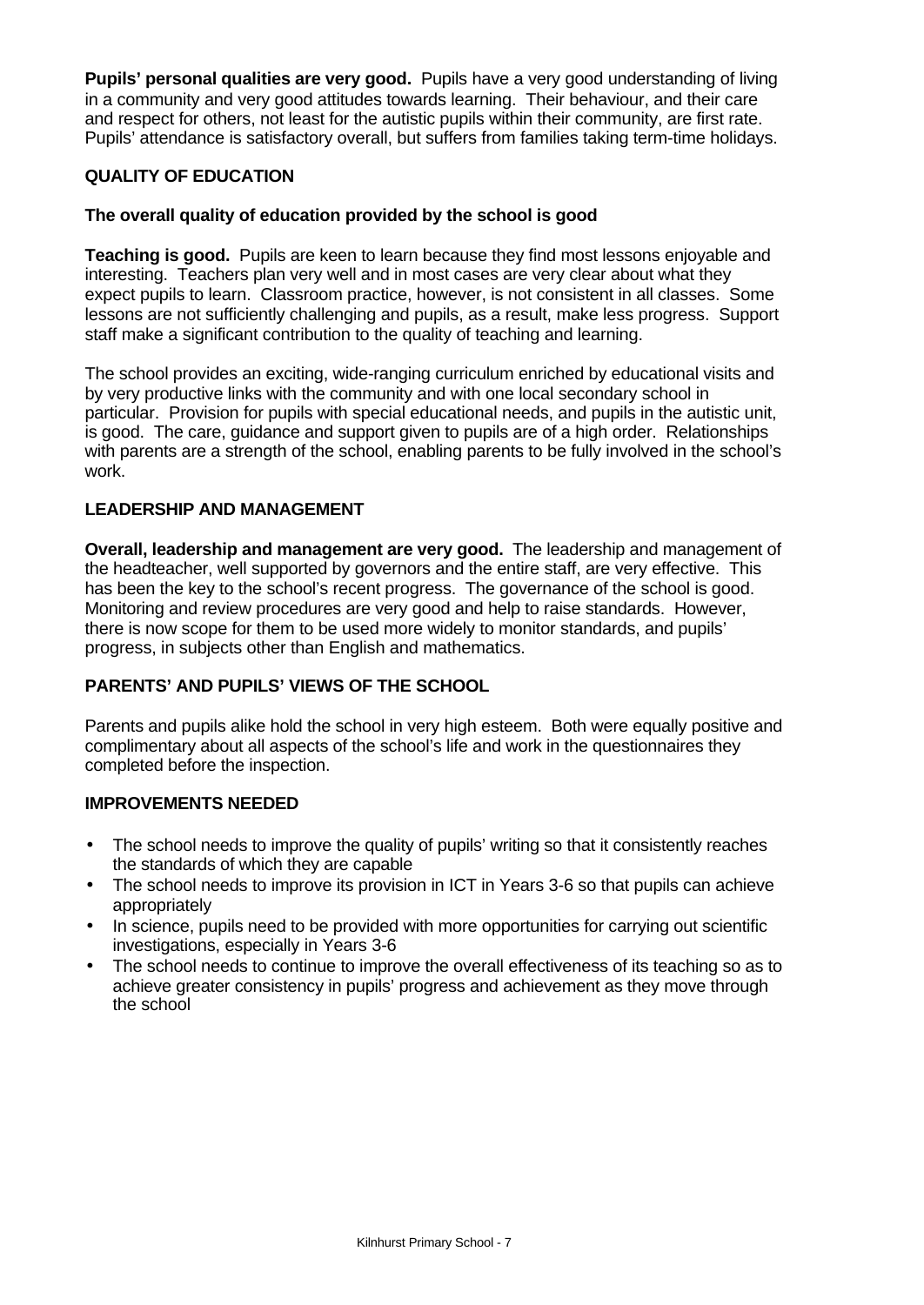**Pupils' personal qualities are very good.** Pupils have a very good understanding of living in a community and very good attitudes towards learning. Their behaviour, and their care and respect for others, not least for the autistic pupils within their community, are first rate. Pupils' attendance is satisfactory overall, but suffers from families taking term-time holidays.

## QUALITY OF EDUCATION

**The overall quality of education provided by the school is good**

**Teaching is good.** Pupils are keen to learn because they find most lessons enjoyable and interesting. Teachers plan very well and in most cases are very clear about what they expect pupils to learn. Classroom practice, however, is not consistent in all classes. Some lessons are not sufficiently challenging and pupils, as a result, make less progress. Support staff make a significant contribution to the quality of teaching and learning.

The school provides an exciting, wide-ranging curriculum enriched by educational visits and by very productive links with the community and with one local secondary school in particular. Provision for pupils with special educational needs, and pupils in the autistic unit, is good. The care, guidance and support given to pupils are of a high order. Relationships with parents are a strength of the school, enabling parents to be fully involved in the school's work.

## LEADERSHIP AND MANAGEMENT

**Overall, leadership and management are very good.** The leadership and management of the headteacher, well supported by governors and the entire staff, are very effective. This has been the key to the school's recent progress. The governance of the school is good. Monitoring and review procedures are very good and help to raise standards. However, there is now scope for them to be used more widely to monitor standards, and pupils' progress, in subjects other than English and mathematics.

## PARENTS' AND PUPILS' VIEWS OF THE SCHOOL

Parents and pupils alike hold the school in very high esteem. Both were equally positive and complimentary about all aspects of the school's life and work in the questionnaires they completed before the inspection.

## IMPROVEMENTS NEEDED

- The school needs to improve the quality of pupils' writing so that it consistently reaches the standards of which they are capable
- The school needs to improve its provision in ICT in Years 3-6 so that pupils can achieve appropriately
- In science, pupils need to be provided with more opportunities for carrying out scientific investigations, especially in Years 3-6
- The school needs to continue to improve the overall effectiveness of its teaching so as to achieve greater consistency in pupils' progress and achievement as they move through the school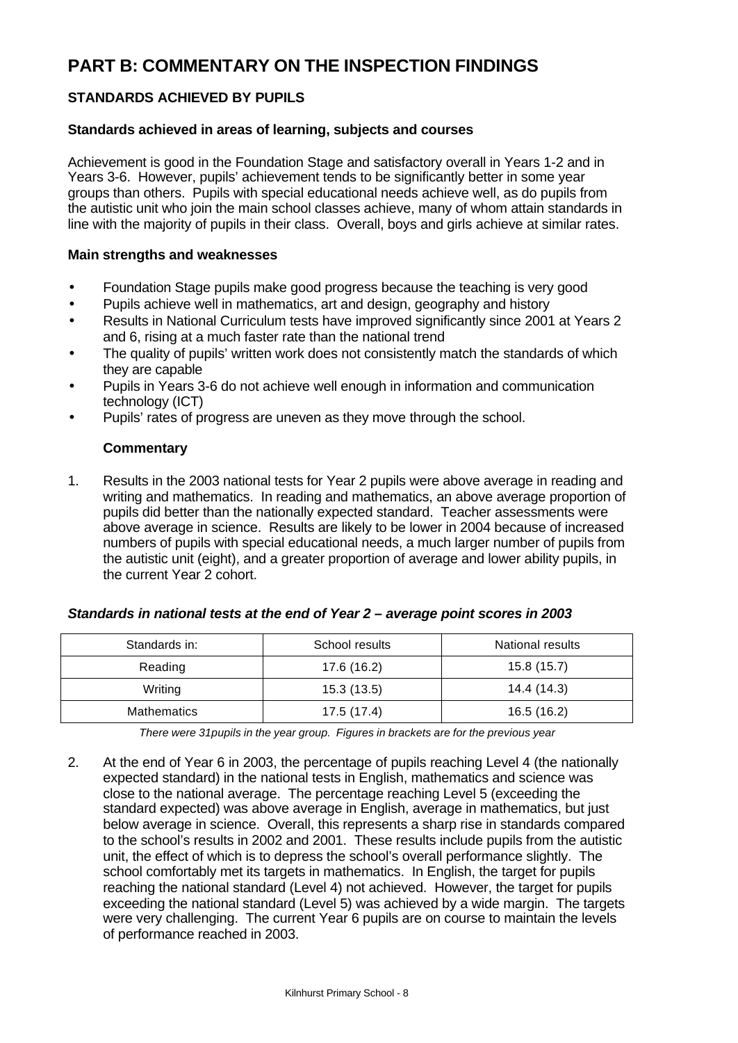# PART B: COMMENTARY ON THE INSPECTION FINDINGS

## STANDARDS ACHIEVED BY PUPILS

### Standards achieved in areas of learning, subjects and courses

Achievement is good in the Foundation Stage and satisfactory overall in Years 1-2 and in Years 3-6. However, pupils' achievement tends to be significantly better in some year groups than others. Pupils with special educational needs achieve well, as do pupils from the autistic unit who join the main school classes achieve, many of whom attain standards in line with the majority of pupils in their class. Overall, boys and girls achieve at similar rates.

### Main strengths and weaknesses

- Foundation Stage pupils make good progress because the teaching is very good
- Pupils achieve well in mathematics, art and design, geography and history
- Results in National Curriculum tests have improved significantly since 2001 at Years 2 and 6, rising at a much faster rate than the national trend
- The quality of pupils' written work does not consistently match the standards of which they are capable
- Pupils in Years 3-6 do not achieve well enough in information and communication technology (ICT)
- Pupils' rates of progress are uneven as they move through the school.

**Commentary**

1. Results in the 2003 national tests for Year 2 pupils were above average in reading and writing and mathematics. In reading and mathematics, an above average proportion of pupils did better than the nationally expected standard. Teacher assessments were above average in science. Results are likely to be lower in 2004 because of increased numbers of pupils with special educational needs, a much larger number of pupils from the autistic unit (eight), and a greater proportion of average and lower ability pupils, in the current Year 2 cohort.

***Standards in national tests at the end of Year 2 – average point scores in 2003***

| Standards in: | School results | National results |
|---|---|---|
| Reading | 17.6 (16.2) | 15.8 (15.7) |
| Writing | 15.3 (13.5) | 14.4 (14.3) |
| Mathematics | 17.5 (17.4) | 16.5 (16.2) |

*There were 31pupils in the year group. Figures in brackets are for the previous year*

2. At the end of Year 6 in 2003, the percentage of pupils reaching Level 4 (the nationally expected standard) in the national tests in English, mathematics and science was close to the national average. The percentage reaching Level 5 (exceeding the standard expected) was above average in English, average in mathematics, but just below average in science. Overall, this represents a sharp rise in standards compared to the school's results in 2002 and 2001. These results include pupils from the autistic unit, the effect of which is to depress the school's overall performance slightly. The school comfortably met its targets in mathematics. In English, the target for pupils reaching the national standard (Level 4) not achieved. However, the target for pupils exceeding the national standard (Level 5) was achieved by a wide margin. The targets were very challenging. The current Year 6 pupils are on course to maintain the levels of performance reached in 2003.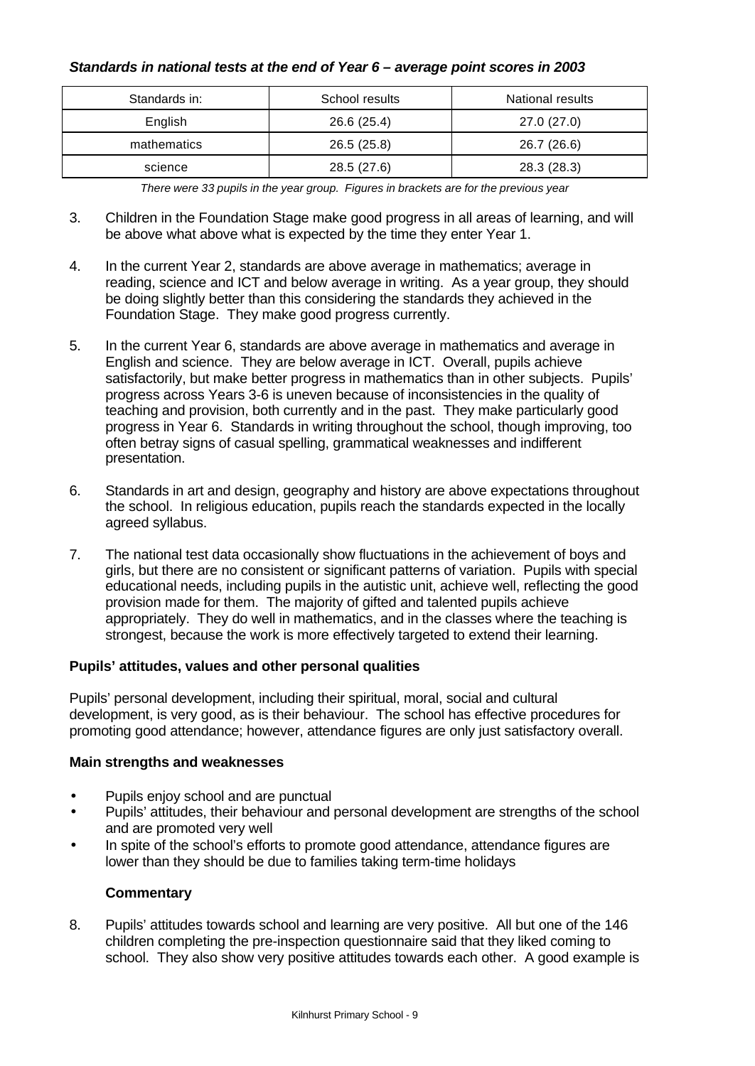***Standards in national tests at the end of Year 6 – average point scores in 2003***

| Standards in: | School results | National results |
|---|---|---|
| English | 26.6 (25.4) | 27.0 (27.0) |
| mathematics | 26.5 (25.8) | 26.7 (26.6) |
| science | 28.5 (27.6) | 28.3 (28.3) |

*There were 33 pupils in the year group. Figures in brackets are for the previous year*

3. Children in the Foundation Stage make good progress in all areas of learning, and will be above what above what is expected by the time they enter Year 1.

4. In the current Year 2, standards are above average in mathematics; average in reading, science and ICT and below average in writing. As a year group, they should be doing slightly better than this considering the standards they achieved in the Foundation Stage. They make good progress currently.

5. In the current Year 6, standards are above average in mathematics and average in English and science. They are below average in ICT. Overall, pupils achieve satisfactorily, but make better progress in mathematics than in other subjects. Pupils' progress across Years 3-6 is uneven because of inconsistencies in the quality of teaching and provision, both currently and in the past. They make particularly good progress in Year 6. Standards in writing throughout the school, though improving, too often betray signs of casual spelling, grammatical weaknesses and indifferent presentation.

6. Standards in art and design, geography and history are above expectations throughout the school. In religious education, pupils reach the standards expected in the locally agreed syllabus.

7. The national test data occasionally show fluctuations in the achievement of boys and girls, but there are no consistent or significant patterns of variation. Pupils with special educational needs, including pupils in the autistic unit, achieve well, reflecting the good provision made for them. The majority of gifted and talented pupils achieve appropriately. They do well in mathematics, and in the classes where the teaching is strongest, because the work is more effectively targeted to extend their learning.

**Pupils' attitudes, values and other personal qualities**

Pupils' personal development, including their spiritual, moral, social and cultural development, is very good, as is their behaviour. The school has effective procedures for promoting good attendance; however, attendance figures are only just satisfactory overall.

**Main strengths and weaknesses**

- Pupils enjoy school and are punctual
- Pupils' attitudes, their behaviour and personal development are strengths of the school and are promoted very well
- In spite of the school's efforts to promote good attendance, attendance figures are lower than they should be due to families taking term-time holidays

**Commentary**

8. Pupils' attitudes towards school and learning are very positive. All but one of the 146 children completing the pre-inspection questionnaire said that they liked coming to school. They also show very positive attitudes towards each other. A good example is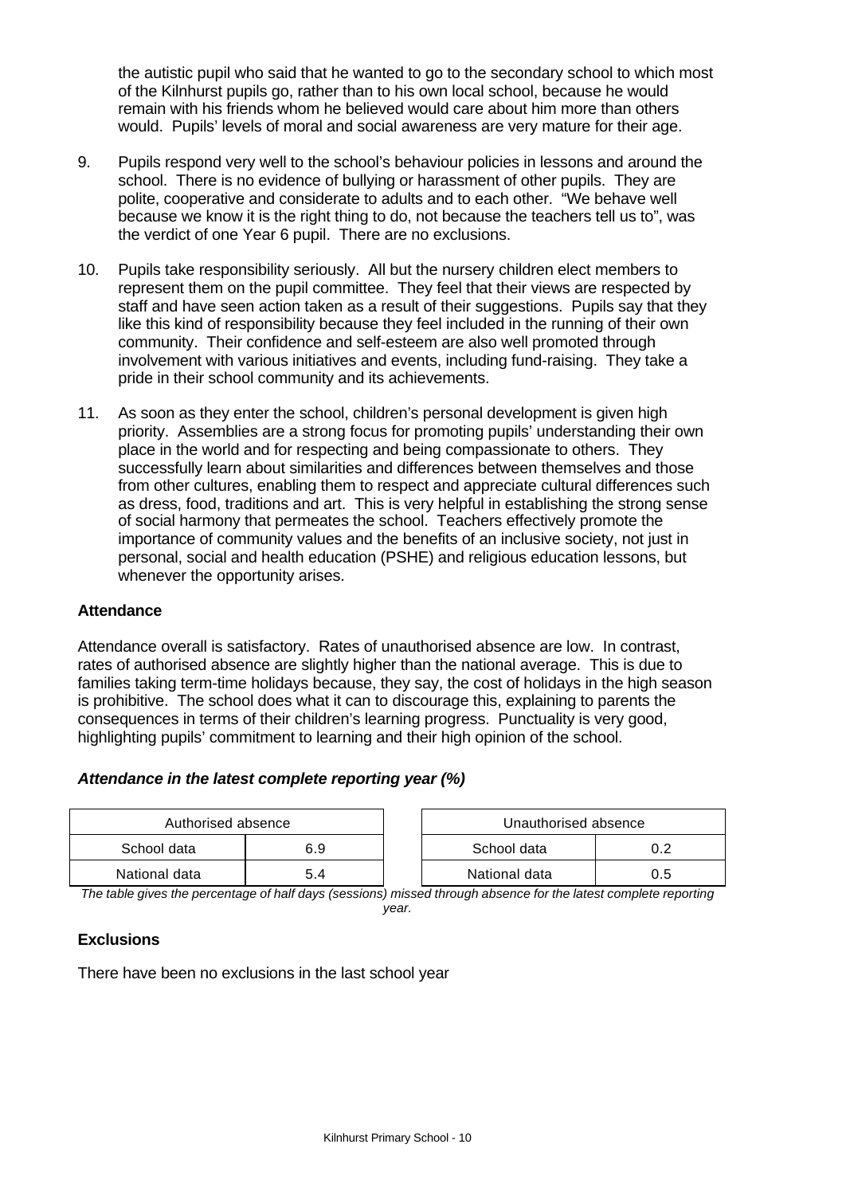the autistic pupil who said that he wanted to go to the secondary school to which most of the Kilnhurst pupils go, rather than to his own local school, because he would remain with his friends whom he believed would care about him more than others would. Pupils' levels of moral and social awareness are very mature for their age.

9. Pupils respond very well to the school's behaviour policies in lessons and around the school. There is no evidence of bullying or harassment of other pupils. They are polite, cooperative and considerate to adults and to each other. "We behave well because we know it is the right thing to do, not because the teachers tell us to", was the verdict of one Year 6 pupil. There are no exclusions.

10. Pupils take responsibility seriously. All but the nursery children elect members to represent them on the pupil committee. They feel that their views are respected by staff and have seen action taken as a result of their suggestions. Pupils say that they like this kind of responsibility because they feel included in the running of their own community. Their confidence and self-esteem are also well promoted through involvement with various initiatives and events, including fund-raising. They take a pride in their school community and its achievements.

11. As soon as they enter the school, children's personal development is given high priority. Assemblies are a strong focus for promoting pupils' understanding their own place in the world and for respecting and being compassionate to others. They successfully learn about similarities and differences between themselves and those from other cultures, enabling them to respect and appreciate cultural differences such as dress, food, traditions and art. This is very helpful in establishing the strong sense of social harmony that permeates the school. Teachers effectively promote the importance of community values and the benefits of an inclusive society, not just in personal, social and health education (PSHE) and religious education lessons, but whenever the opportunity arises.

**Attendance**

Attendance overall is satisfactory. Rates of unauthorised absence are low. In contrast, rates of authorised absence are slightly higher than the national average. This is due to families taking term-time holidays because, they say, the cost of holidays in the high season is prohibitive. The school does what it can to discourage this, explaining to parents the consequences in terms of their children's learning progress. Punctuality is very good, highlighting pupils' commitment to learning and their high opinion of the school.

***Attendance in the latest complete reporting year (%)***

| Authorised absence | |
|---|---|
| School data | 6.9 |
| National data | 5.4 |

| Unauthorised absence | |
|---|---|
| School data | 0.2 |
| National data | 0.5 |

*The table gives the percentage of half days (sessions) missed through absence for the latest complete reporting year.*

**Exclusions**

There have been no exclusions in the last school year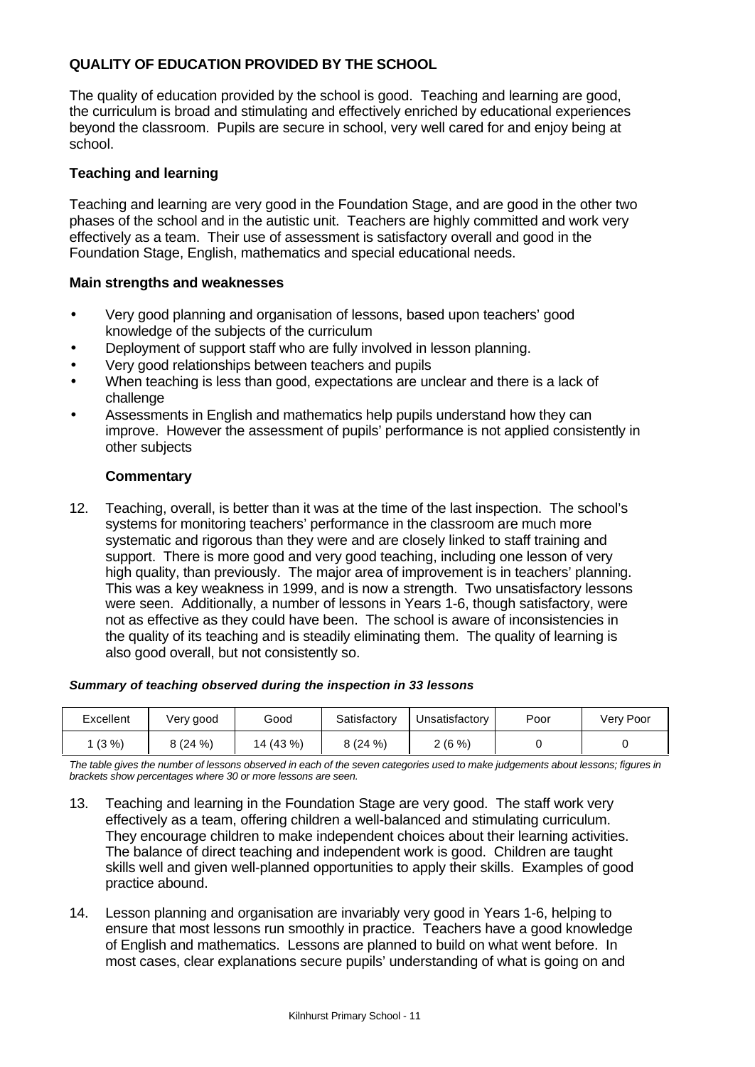## QUALITY OF EDUCATION PROVIDED BY THE SCHOOL

The quality of education provided by the school is good. Teaching and learning are good, the curriculum is broad and stimulating and effectively enriched by educational experiences beyond the classroom. Pupils are secure in school, very well cared for and enjoy being at school.

### Teaching and learning

Teaching and learning are very good in the Foundation Stage, and are good in the other two phases of the school and in the autistic unit. Teachers are highly committed and work very effectively as a team. Their use of assessment is satisfactory overall and good in the Foundation Stage, English, mathematics and special educational needs.

### Main strengths and weaknesses

- Very good planning and organisation of lessons, based upon teachers' good knowledge of the subjects of the curriculum
- Deployment of support staff who are fully involved in lesson planning.
- Very good relationships between teachers and pupils
- When teaching is less than good, expectations are unclear and there is a lack of challenge
- Assessments in English and mathematics help pupils understand how they can improve. However the assessment of pupils' performance is not applied consistently in other subjects

#### Commentary

12. Teaching, overall, is better than it was at the time of the last inspection. The school's systems for monitoring teachers' performance in the classroom are much more systematic and rigorous than they were and are closely linked to staff training and support. There is more good and very good teaching, including one lesson of very high quality, than previously. The major area of improvement is in teachers' planning. This was a key weakness in 1999, and is now a strength. Two unsatisfactory lessons were seen. Additionally, a number of lessons in Years 1-6, though satisfactory, were not as effective as they could have been. The school is aware of inconsistencies in the quality of its teaching and is steadily eliminating them. The quality of learning is also good overall, but not consistently so.

***Summary of teaching observed during the inspection in 33 lessons***

| Excellent | Very good | Good | Satisfactory | Unsatisfactory | Poor | Very Poor |
|---|---|---|---|---|---|---|
| 1 (3 %) | 8 (24 %) | 14 (43 %) | 8 (24 %) | 2 (6 %) | 0 | 0 |

*The table gives the number of lessons observed in each of the seven categories used to make judgements about lessons; figures in brackets show percentages where 30 or more lessons are seen.*

13. Teaching and learning in the Foundation Stage are very good. The staff work very effectively as a team, offering children a well-balanced and stimulating curriculum. They encourage children to make independent choices about their learning activities. The balance of direct teaching and independent work is good. Children are taught skills well and given well-planned opportunities to apply their skills. Examples of good practice abound.

14. Lesson planning and organisation are invariably very good in Years 1-6, helping to ensure that most lessons run smoothly in practice. Teachers have a good knowledge of English and mathematics. Lessons are planned to build on what went before. In most cases, clear explanations secure pupils' understanding of what is going on and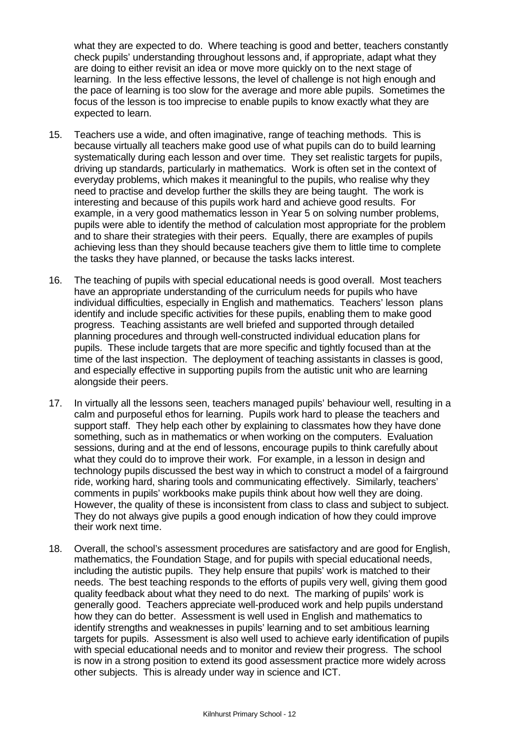what they are expected to do. Where teaching is good and better, teachers constantly check pupils' understanding throughout lessons and, if appropriate, adapt what they are doing to either revisit an idea or move more quickly on to the next stage of learning. In the less effective lessons, the level of challenge is not high enough and the pace of learning is too slow for the average and more able pupils. Sometimes the focus of the lesson is too imprecise to enable pupils to know exactly what they are expected to learn.

15. Teachers use a wide, and often imaginative, range of teaching methods. This is because virtually all teachers make good use of what pupils can do to build learning systematically during each lesson and over time. They set realistic targets for pupils, driving up standards, particularly in mathematics. Work is often set in the context of everyday problems, which makes it meaningful to the pupils, who realise why they need to practise and develop further the skills they are being taught. The work is interesting and because of this pupils work hard and achieve good results. For example, in a very good mathematics lesson in Year 5 on solving number problems, pupils were able to identify the method of calculation most appropriate for the problem and to share their strategies with their peers. Equally, there are examples of pupils achieving less than they should because teachers give them to little time to complete the tasks they have planned, or because the tasks lacks interest.

16. The teaching of pupils with special educational needs is good overall. Most teachers have an appropriate understanding of the curriculum needs for pupils who have individual difficulties, especially in English and mathematics. Teachers' lesson plans identify and include specific activities for these pupils, enabling them to make good progress. Teaching assistants are well briefed and supported through detailed planning procedures and through well-constructed individual education plans for pupils. These include targets that are more specific and tightly focused than at the time of the last inspection. The deployment of teaching assistants in classes is good, and especially effective in supporting pupils from the autistic unit who are learning alongside their peers.

17. In virtually all the lessons seen, teachers managed pupils' behaviour well, resulting in a calm and purposeful ethos for learning. Pupils work hard to please the teachers and support staff. They help each other by explaining to classmates how they have done something, such as in mathematics or when working on the computers. Evaluation sessions, during and at the end of lessons, encourage pupils to think carefully about what they could do to improve their work. For example, in a lesson in design and technology pupils discussed the best way in which to construct a model of a fairground ride, working hard, sharing tools and communicating effectively. Similarly, teachers' comments in pupils' workbooks make pupils think about how well they are doing. However, the quality of these is inconsistent from class to class and subject to subject. They do not always give pupils a good enough indication of how they could improve their work next time.

18. Overall, the school's assessment procedures are satisfactory and are good for English, mathematics, the Foundation Stage, and for pupils with special educational needs, including the autistic pupils. They help ensure that pupils' work is matched to their needs. The best teaching responds to the efforts of pupils very well, giving them good quality feedback about what they need to do next. The marking of pupils' work is generally good. Teachers appreciate well-produced work and help pupils understand how they can do better. Assessment is well used in English and mathematics to identify strengths and weaknesses in pupils' learning and to set ambitious learning targets for pupils. Assessment is also well used to achieve early identification of pupils with special educational needs and to monitor and review their progress. The school is now in a strong position to extend its good assessment practice more widely across other subjects. This is already under way in science and ICT.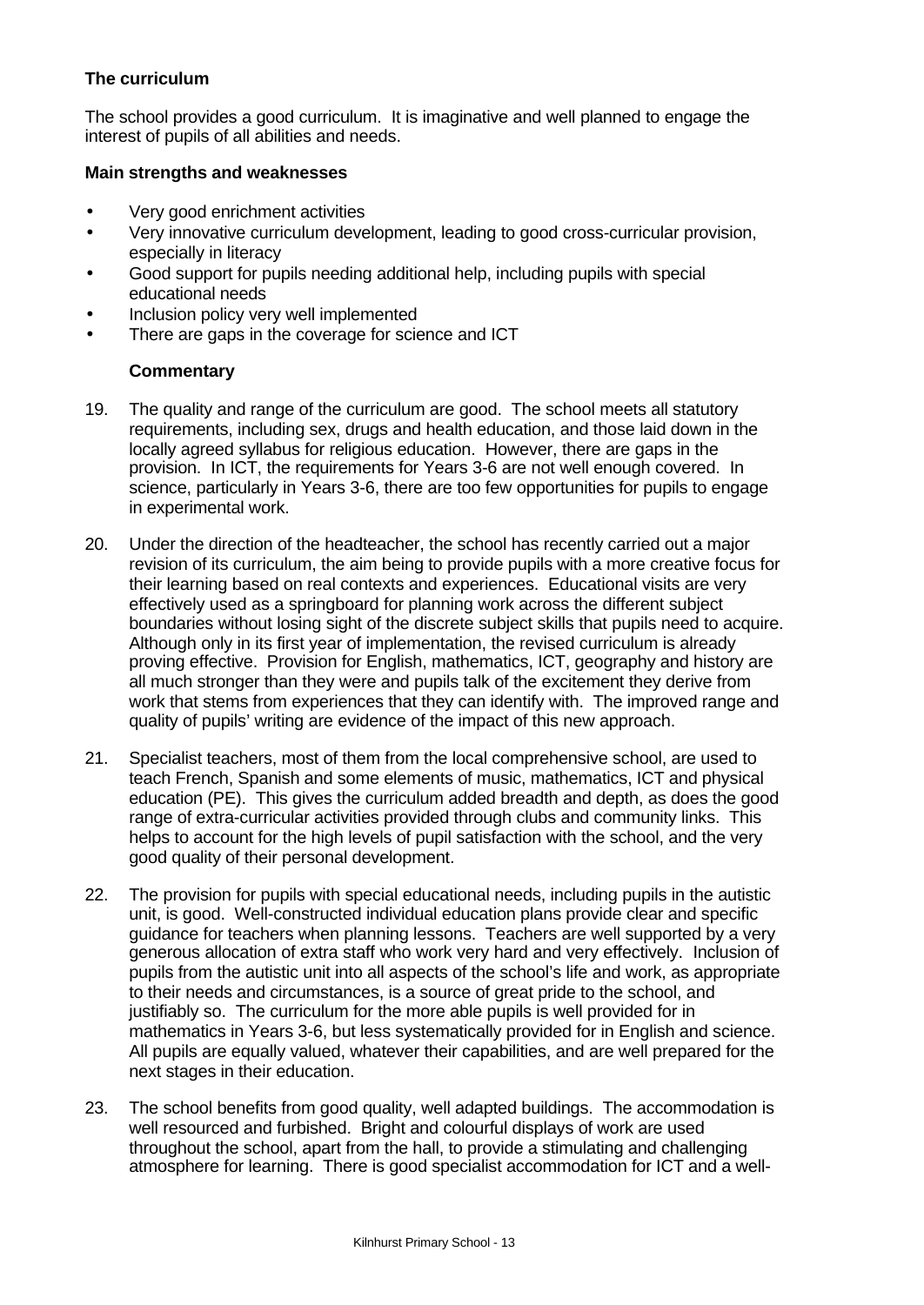### The curriculum

The school provides a good curriculum. It is imaginative and well planned to engage the interest of pupils of all abilities and needs.

**Main strengths and weaknesses**

- Very good enrichment activities
- Very innovative curriculum development, leading to good cross-curricular provision, especially in literacy
- Good support for pupils needing additional help, including pupils with special educational needs
- Inclusion policy very well implemented
- There are gaps in the coverage for science and ICT

**Commentary**

19. The quality and range of the curriculum are good. The school meets all statutory requirements, including sex, drugs and health education, and those laid down in the locally agreed syllabus for religious education. However, there are gaps in the provision. In ICT, the requirements for Years 3-6 are not well enough covered. In science, particularly in Years 3-6, there are too few opportunities for pupils to engage in experimental work.

20. Under the direction of the headteacher, the school has recently carried out a major revision of its curriculum, the aim being to provide pupils with a more creative focus for their learning based on real contexts and experiences. Educational visits are very effectively used as a springboard for planning work across the different subject boundaries without losing sight of the discrete subject skills that pupils need to acquire. Although only in its first year of implementation, the revised curriculum is already proving effective. Provision for English, mathematics, ICT, geography and history are all much stronger than they were and pupils talk of the excitement they derive from work that stems from experiences that they can identify with. The improved range and quality of pupils' writing are evidence of the impact of this new approach.

21. Specialist teachers, most of them from the local comprehensive school, are used to teach French, Spanish and some elements of music, mathematics, ICT and physical education (PE). This gives the curriculum added breadth and depth, as does the good range of extra-curricular activities provided through clubs and community links. This helps to account for the high levels of pupil satisfaction with the school, and the very good quality of their personal development.

22. The provision for pupils with special educational needs, including pupils in the autistic unit, is good. Well-constructed individual education plans provide clear and specific guidance for teachers when planning lessons. Teachers are well supported by a very generous allocation of extra staff who work very hard and very effectively. Inclusion of pupils from the autistic unit into all aspects of the school's life and work, as appropriate to their needs and circumstances, is a source of great pride to the school, and justifiably so. The curriculum for the more able pupils is well provided for in mathematics in Years 3-6, but less systematically provided for in English and science. All pupils are equally valued, whatever their capabilities, and are well prepared for the next stages in their education.

23. The school benefits from good quality, well adapted buildings. The accommodation is well resourced and furbished. Bright and colourful displays of work are used throughout the school, apart from the hall, to provide a stimulating and challenging atmosphere for learning. There is good specialist accommodation for ICT and a well-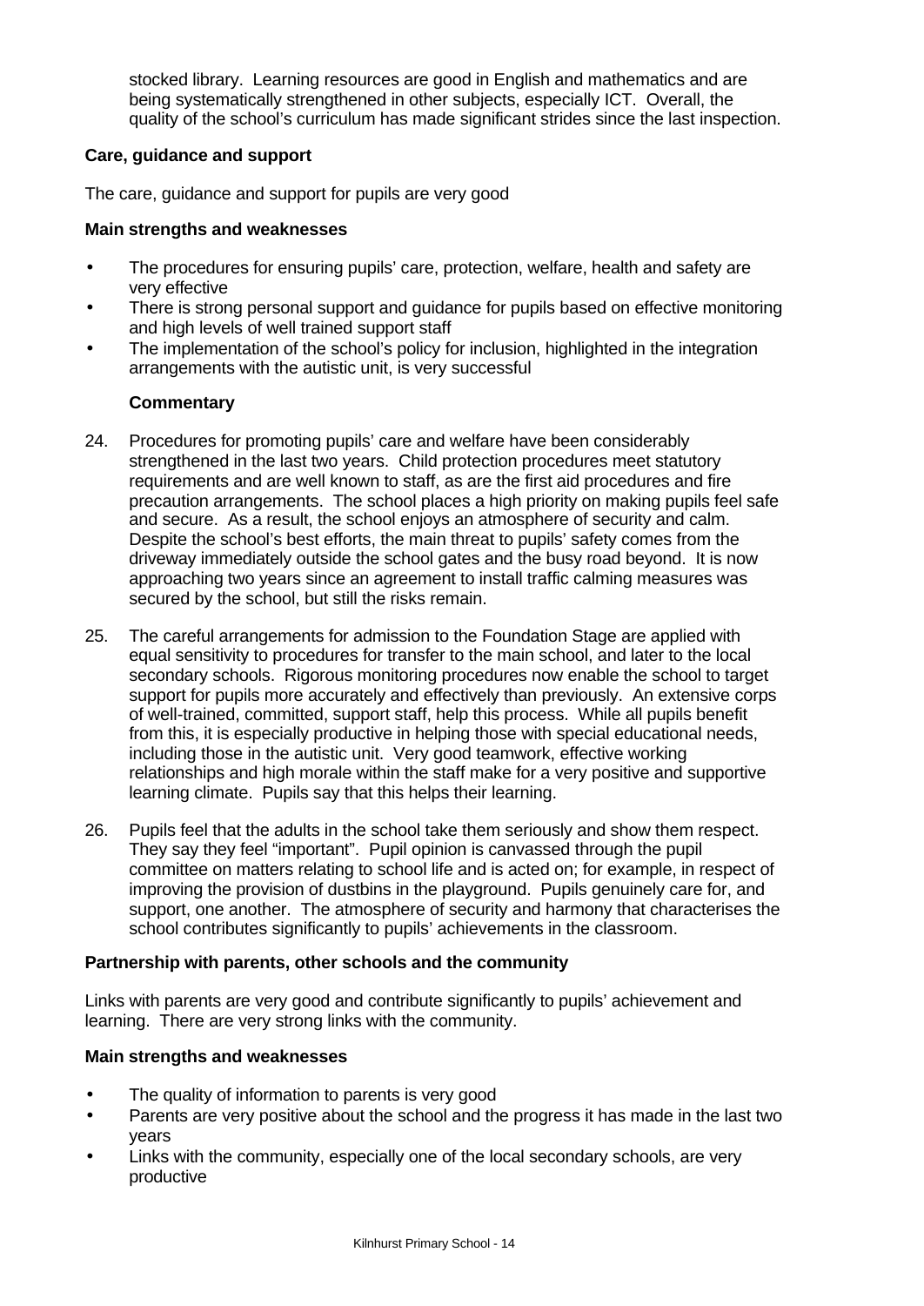stocked library. Learning resources are good in English and mathematics and are being systematically strengthened in other subjects, especially ICT. Overall, the quality of the school's curriculum has made significant strides since the last inspection.

**Care, guidance and support**

The care, guidance and support for pupils are very good

**Main strengths and weaknesses**

- The procedures for ensuring pupils' care, protection, welfare, health and safety are very effective
- There is strong personal support and guidance for pupils based on effective monitoring and high levels of well trained support staff
- The implementation of the school's policy for inclusion, highlighted in the integration arrangements with the autistic unit, is very successful

**Commentary**

24. Procedures for promoting pupils' care and welfare have been considerably strengthened in the last two years. Child protection procedures meet statutory requirements and are well known to staff, as are the first aid procedures and fire precaution arrangements. The school places a high priority on making pupils feel safe and secure. As a result, the school enjoys an atmosphere of security and calm. Despite the school's best efforts, the main threat to pupils' safety comes from the driveway immediately outside the school gates and the busy road beyond. It is now approaching two years since an agreement to install traffic calming measures was secured by the school, but still the risks remain.

25. The careful arrangements for admission to the Foundation Stage are applied with equal sensitivity to procedures for transfer to the main school, and later to the local secondary schools. Rigorous monitoring procedures now enable the school to target support for pupils more accurately and effectively than previously. An extensive corps of well-trained, committed, support staff, help this process. While all pupils benefit from this, it is especially productive in helping those with special educational needs, including those in the autistic unit. Very good teamwork, effective working relationships and high morale within the staff make for a very positive and supportive learning climate. Pupils say that this helps their learning.

26. Pupils feel that the adults in the school take them seriously and show them respect. They say they feel "important". Pupil opinion is canvassed through the pupil committee on matters relating to school life and is acted on; for example, in respect of improving the provision of dustbins in the playground. Pupils genuinely care for, and support, one another. The atmosphere of security and harmony that characterises the school contributes significantly to pupils' achievements in the classroom.

**Partnership with parents, other schools and the community**

Links with parents are very good and contribute significantly to pupils' achievement and learning. There are very strong links with the community.

**Main strengths and weaknesses**

- The quality of information to parents is very good
- Parents are very positive about the school and the progress it has made in the last two years
- Links with the community, especially one of the local secondary schools, are very productive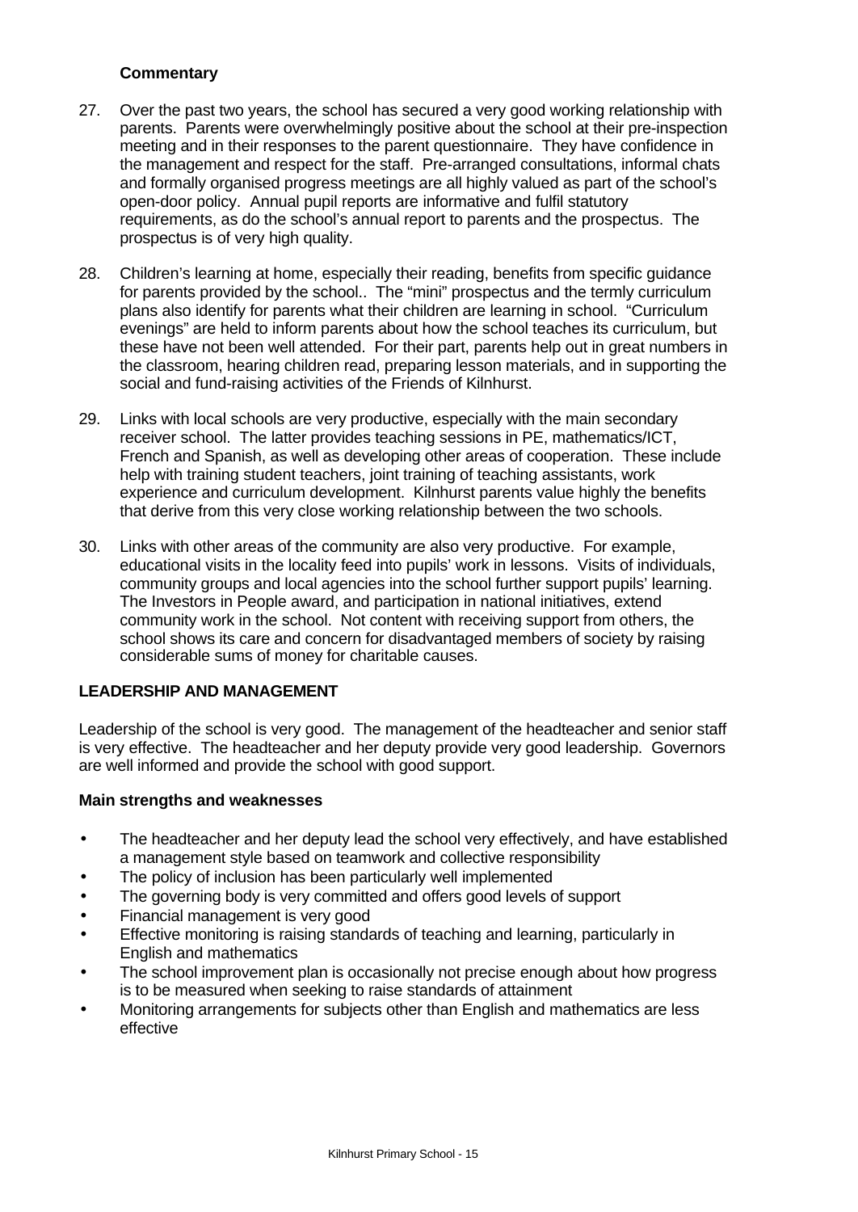**Commentary**

27. Over the past two years, the school has secured a very good working relationship with parents. Parents were overwhelmingly positive about the school at their pre-inspection meeting and in their responses to the parent questionnaire. They have confidence in the management and respect for the staff. Pre-arranged consultations, informal chats and formally organised progress meetings are all highly valued as part of the school's open-door policy. Annual pupil reports are informative and fulfil statutory requirements, as do the school's annual report to parents and the prospectus. The prospectus is of very high quality.

28. Children's learning at home, especially their reading, benefits from specific guidance for parents provided by the school.. The "mini" prospectus and the termly curriculum plans also identify for parents what their children are learning in school. "Curriculum evenings" are held to inform parents about how the school teaches its curriculum, but these have not been well attended. For their part, parents help out in great numbers in the classroom, hearing children read, preparing lesson materials, and in supporting the social and fund-raising activities of the Friends of Kilnhurst.

29. Links with local schools are very productive, especially with the main secondary receiver school. The latter provides teaching sessions in PE, mathematics/ICT, French and Spanish, as well as developing other areas of cooperation. These include help with training student teachers, joint training of teaching assistants, work experience and curriculum development. Kilnhurst parents value highly the benefits that derive from this very close working relationship between the two schools.

30. Links with other areas of the community are also very productive. For example, educational visits in the locality feed into pupils' work in lessons. Visits of individuals, community groups and local agencies into the school further support pupils' learning. The Investors in People award, and participation in national initiatives, extend community work in the school. Not content with receiving support from others, the school shows its care and concern for disadvantaged members of society by raising considerable sums of money for charitable causes.

## LEADERSHIP AND MANAGEMENT

Leadership of the school is very good. The management of the headteacher and senior staff is very effective. The headteacher and her deputy provide very good leadership. Governors are well informed and provide the school with good support.

**Main strengths and weaknesses**

- The headteacher and her deputy lead the school very effectively, and have established a management style based on teamwork and collective responsibility
- The policy of inclusion has been particularly well implemented
- The governing body is very committed and offers good levels of support
- Financial management is very good
- Effective monitoring is raising standards of teaching and learning, particularly in English and mathematics
- The school improvement plan is occasionally not precise enough about how progress is to be measured when seeking to raise standards of attainment
- Monitoring arrangements for subjects other than English and mathematics are less effective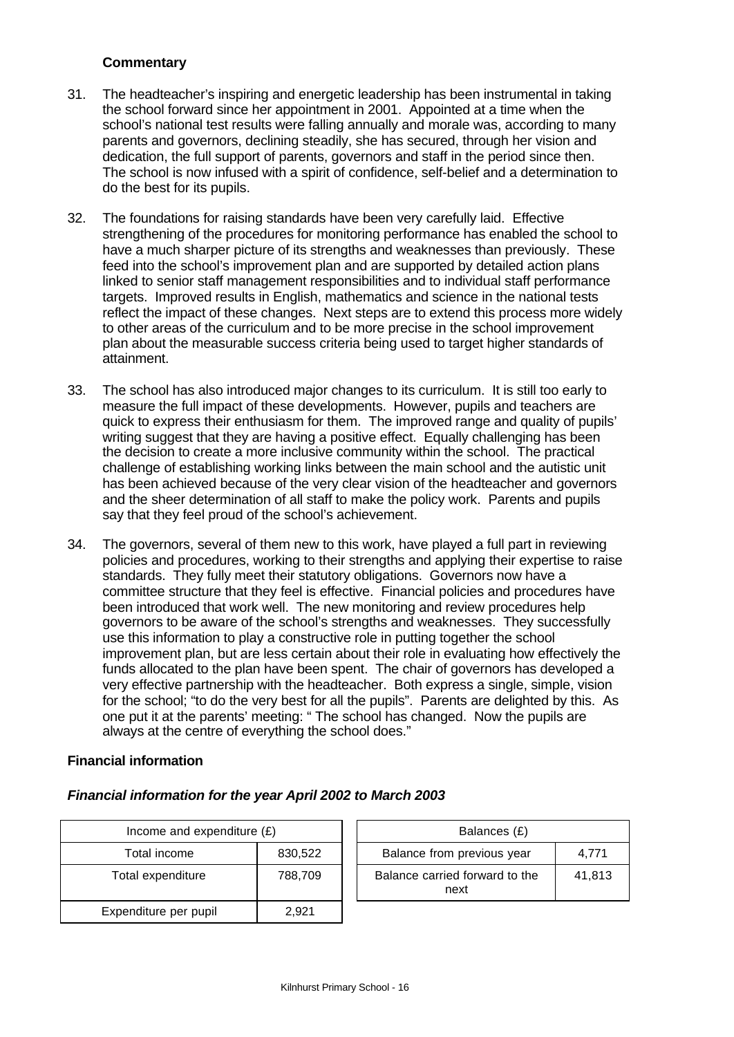### Commentary

31. The headteacher's inspiring and energetic leadership has been instrumental in taking the school forward since her appointment in 2001. Appointed at a time when the school's national test results were falling annually and morale was, according to many parents and governors, declining steadily, she has secured, through her vision and dedication, the full support of parents, governors and staff in the period since then. The school is now infused with a spirit of confidence, self-belief and a determination to do the best for its pupils.

32. The foundations for raising standards have been very carefully laid. Effective strengthening of the procedures for monitoring performance has enabled the school to have a much sharper picture of its strengths and weaknesses than previously. These feed into the school's improvement plan and are supported by detailed action plans linked to senior staff management responsibilities and to individual staff performance targets. Improved results in English, mathematics and science in the national tests reflect the impact of these changes. Next steps are to extend this process more widely to other areas of the curriculum and to be more precise in the school improvement plan about the measurable success criteria being used to target higher standards of attainment.

33. The school has also introduced major changes to its curriculum. It is still too early to measure the full impact of these developments. However, pupils and teachers are quick to express their enthusiasm for them. The improved range and quality of pupils' writing suggest that they are having a positive effect. Equally challenging has been the decision to create a more inclusive community within the school. The practical challenge of establishing working links between the main school and the autistic unit has been achieved because of the very clear vision of the headteacher and governors and the sheer determination of all staff to make the policy work. Parents and pupils say that they feel proud of the school's achievement.

34. The governors, several of them new to this work, have played a full part in reviewing policies and procedures, working to their strengths and applying their expertise to raise standards. They fully meet their statutory obligations. Governors now have a committee structure that they feel is effective. Financial policies and procedures have been introduced that work well. The new monitoring and review procedures help governors to be aware of the school's strengths and weaknesses. They successfully use this information to play a constructive role in putting together the school improvement plan, but are less certain about their role in evaluating how effectively the funds allocated to the plan have been spent. The chair of governors has developed a very effective partnership with the headteacher. Both express a single, simple, vision for the school; "to do the very best for all the pupils". Parents are delighted by this. As one put it at the parents' meeting: " The school has changed. Now the pupils are always at the centre of everything the school does."

### Financial information

***Financial information for the year April 2002 to March 2003***

| Income and expenditure (£) | |
|---|---|
| Total income | 830,522 |
| Total expenditure | 788,709 |
| Expenditure per pupil | 2,921 |

| Balances (£) | |
|---|---|
| Balance from previous year | 4,771 |
| Balance carried forward to the next | 41,813 |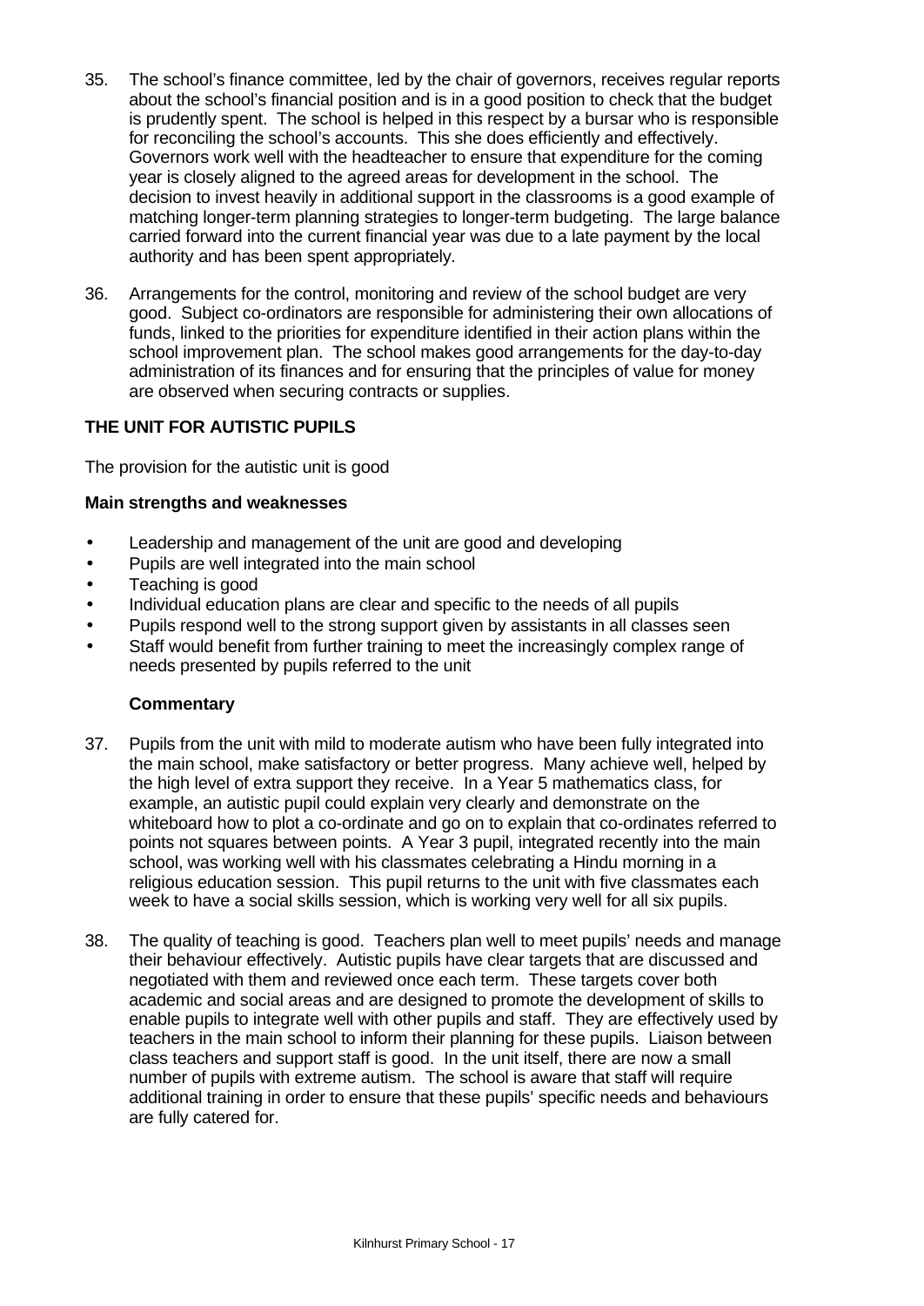35. The school's finance committee, led by the chair of governors, receives regular reports about the school's financial position and is in a good position to check that the budget is prudently spent. The school is helped in this respect by a bursar who is responsible for reconciling the school's accounts. This she does efficiently and effectively. Governors work well with the headteacher to ensure that expenditure for the coming year is closely aligned to the agreed areas for development in the school. The decision to invest heavily in additional support in the classrooms is a good example of matching longer-term planning strategies to longer-term budgeting. The large balance carried forward into the current financial year was due to a late payment by the local authority and has been spent appropriately.

36. Arrangements for the control, monitoring and review of the school budget are very good. Subject co-ordinators are responsible for administering their own allocations of funds, linked to the priorities for expenditure identified in their action plans within the school improvement plan. The school makes good arrangements for the day-to-day administration of its finances and for ensuring that the principles of value for money are observed when securing contracts or supplies.

## THE UNIT FOR AUTISTIC PUPILS

The provision for the autistic unit is good

### Main strengths and weaknesses

- Leadership and management of the unit are good and developing
- Pupils are well integrated into the main school
- Teaching is good
- Individual education plans are clear and specific to the needs of all pupils
- Pupils respond well to the strong support given by assistants in all classes seen
- Staff would benefit from further training to meet the increasingly complex range of needs presented by pupils referred to the unit

### Commentary

37. Pupils from the unit with mild to moderate autism who have been fully integrated into the main school, make satisfactory or better progress. Many achieve well, helped by the high level of extra support they receive. In a Year 5 mathematics class, for example, an autistic pupil could explain very clearly and demonstrate on the whiteboard how to plot a co-ordinate and go on to explain that co-ordinates referred to points not squares between points. A Year 3 pupil, integrated recently into the main school, was working well with his classmates celebrating a Hindu morning in a religious education session. This pupil returns to the unit with five classmates each week to have a social skills session, which is working very well for all six pupils.

38. The quality of teaching is good. Teachers plan well to meet pupils' needs and manage their behaviour effectively. Autistic pupils have clear targets that are discussed and negotiated with them and reviewed once each term. These targets cover both academic and social areas and are designed to promote the development of skills to enable pupils to integrate well with other pupils and staff. They are effectively used by teachers in the main school to inform their planning for these pupils. Liaison between class teachers and support staff is good. In the unit itself, there are now a small number of pupils with extreme autism. The school is aware that staff will require additional training in order to ensure that these pupils' specific needs and behaviours are fully catered for.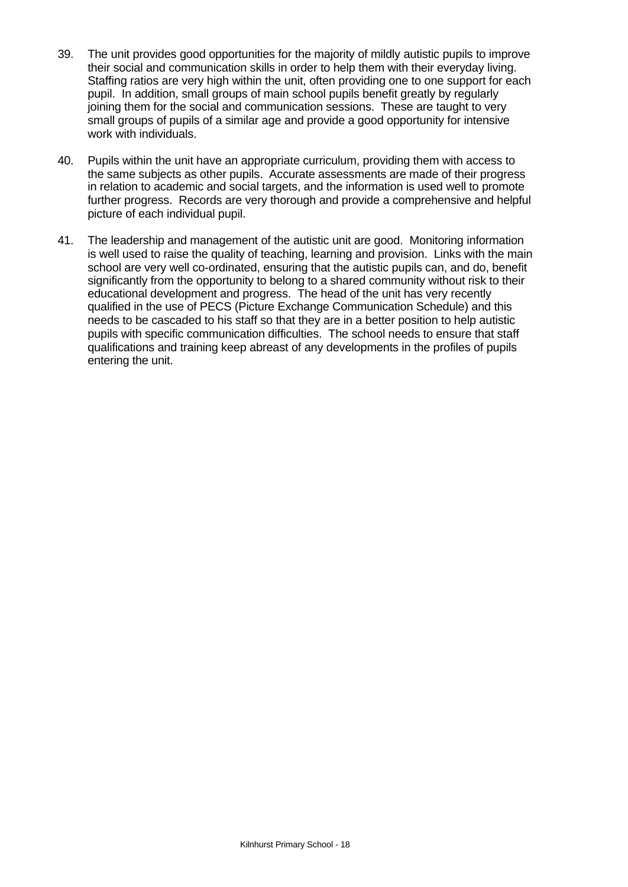39. The unit provides good opportunities for the majority of mildly autistic pupils to improve their social and communication skills in order to help them with their everyday living. Staffing ratios are very high within the unit, often providing one to one support for each pupil. In addition, small groups of main school pupils benefit greatly by regularly joining them for the social and communication sessions. These are taught to very small groups of pupils of a similar age and provide a good opportunity for intensive work with individuals.

40. Pupils within the unit have an appropriate curriculum, providing them with access to the same subjects as other pupils. Accurate assessments are made of their progress in relation to academic and social targets, and the information is used well to promote further progress. Records are very thorough and provide a comprehensive and helpful picture of each individual pupil.

41. The leadership and management of the autistic unit are good. Monitoring information is well used to raise the quality of teaching, learning and provision. Links with the main school are very well co-ordinated, ensuring that the autistic pupils can, and do, benefit significantly from the opportunity to belong to a shared community without risk to their educational development and progress. The head of the unit has very recently qualified in the use of PECS (Picture Exchange Communication Schedule) and this needs to be cascaded to his staff so that they are in a better position to help autistic pupils with specific communication difficulties. The school needs to ensure that staff qualifications and training keep abreast of any developments in the profiles of pupils entering the unit.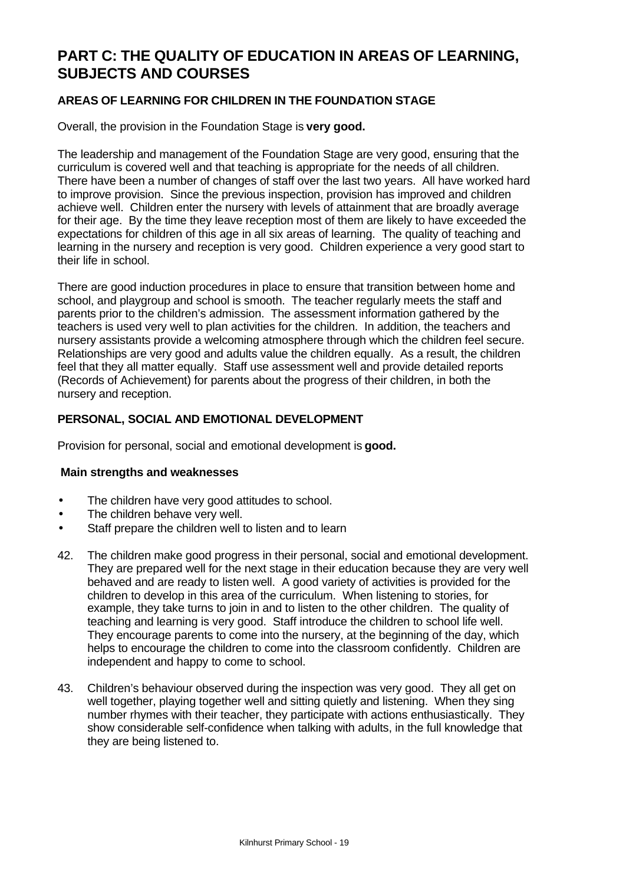# PART C: THE QUALITY OF EDUCATION IN AREAS OF LEARNING, SUBJECTS AND COURSES

## AREAS OF LEARNING FOR CHILDREN IN THE FOUNDATION STAGE

Overall, the provision in the Foundation Stage is **very good.**

The leadership and management of the Foundation Stage are very good, ensuring that the curriculum is covered well and that teaching is appropriate for the needs of all children. There have been a number of changes of staff over the last two years. All have worked hard to improve provision. Since the previous inspection, provision has improved and children achieve well. Children enter the nursery with levels of attainment that are broadly average for their age. By the time they leave reception most of them are likely to have exceeded the expectations for children of this age in all six areas of learning. The quality of teaching and learning in the nursery and reception is very good. Children experience a very good start to their life in school.

There are good induction procedures in place to ensure that transition between home and school, and playgroup and school is smooth. The teacher regularly meets the staff and parents prior to the children's admission. The assessment information gathered by the teachers is used very well to plan activities for the children. In addition, the teachers and nursery assistants provide a welcoming atmosphere through which the children feel secure. Relationships are very good and adults value the children equally. As a result, the children feel that they all matter equally. Staff use assessment well and provide detailed reports (Records of Achievement) for parents about the progress of their children, in both the nursery and reception.

## PERSONAL, SOCIAL AND EMOTIONAL DEVELOPMENT

Provision for personal, social and emotional development is **good.**

### Main strengths and weaknesses

- The children have very good attitudes to school.
- The children behave very well.
- Staff prepare the children well to listen and to learn

42. The children make good progress in their personal, social and emotional development. They are prepared well for the next stage in their education because they are very well behaved and are ready to listen well. A good variety of activities is provided for the children to develop in this area of the curriculum. When listening to stories, for example, they take turns to join in and to listen to the other children. The quality of teaching and learning is very good. Staff introduce the children to school life well. They encourage parents to come into the nursery, at the beginning of the day, which helps to encourage the children to come into the classroom confidently. Children are independent and happy to come to school.

43. Children's behaviour observed during the inspection was very good. They all get on well together, playing together well and sitting quietly and listening. When they sing number rhymes with their teacher, they participate with actions enthusiastically. They show considerable self-confidence when talking with adults, in the full knowledge that they are being listened to.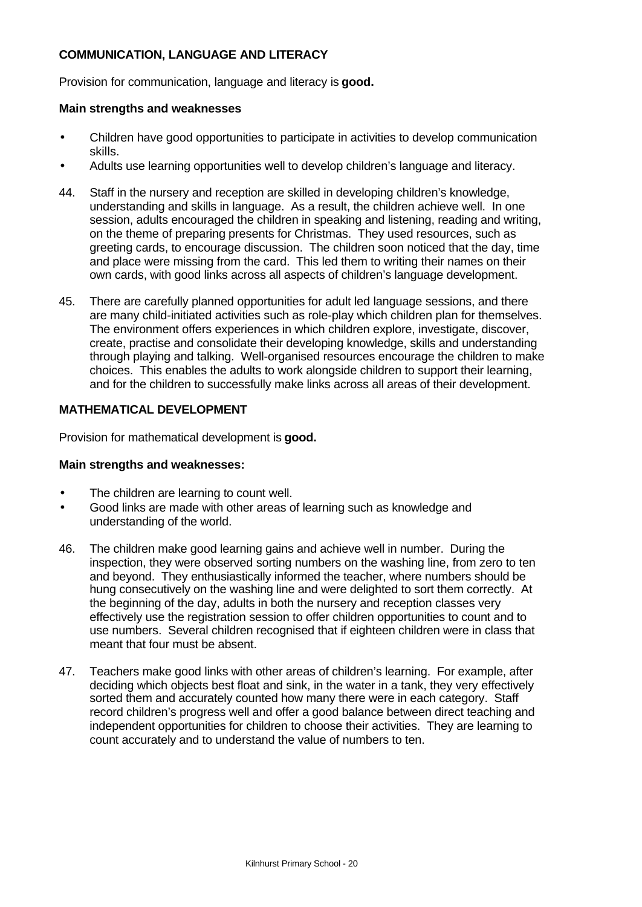### COMMUNICATION, LANGUAGE AND LITERACY

Provision for communication, language and literacy is **good.**

**Main strengths and weaknesses**

- Children have good opportunities to participate in activities to develop communication skills.
- Adults use learning opportunities well to develop children's language and literacy.

44. Staff in the nursery and reception are skilled in developing children's knowledge, understanding and skills in language. As a result, the children achieve well. In one session, adults encouraged the children in speaking and listening, reading and writing, on the theme of preparing presents for Christmas. They used resources, such as greeting cards, to encourage discussion. The children soon noticed that the day, time and place were missing from the card. This led them to writing their names on their own cards, with good links across all aspects of children's language development.

45. There are carefully planned opportunities for adult led language sessions, and there are many child-initiated activities such as role-play which children plan for themselves. The environment offers experiences in which children explore, investigate, discover, create, practise and consolidate their developing knowledge, skills and understanding through playing and talking. Well-organised resources encourage the children to make choices. This enables the adults to work alongside children to support their learning, and for the children to successfully make links across all areas of their development.

### MATHEMATICAL DEVELOPMENT

Provision for mathematical development is **good.**

**Main strengths and weaknesses:**

- The children are learning to count well.
- Good links are made with other areas of learning such as knowledge and understanding of the world.

46. The children make good learning gains and achieve well in number. During the inspection, they were observed sorting numbers on the washing line, from zero to ten and beyond. They enthusiastically informed the teacher, where numbers should be hung consecutively on the washing line and were delighted to sort them correctly. At the beginning of the day, adults in both the nursery and reception classes very effectively use the registration session to offer children opportunities to count and to use numbers. Several children recognised that if eighteen children were in class that meant that four must be absent.

47. Teachers make good links with other areas of children's learning. For example, after deciding which objects best float and sink, in the water in a tank, they very effectively sorted them and accurately counted how many there were in each category. Staff record children's progress well and offer a good balance between direct teaching and independent opportunities for children to choose their activities. They are learning to count accurately and to understand the value of numbers to ten.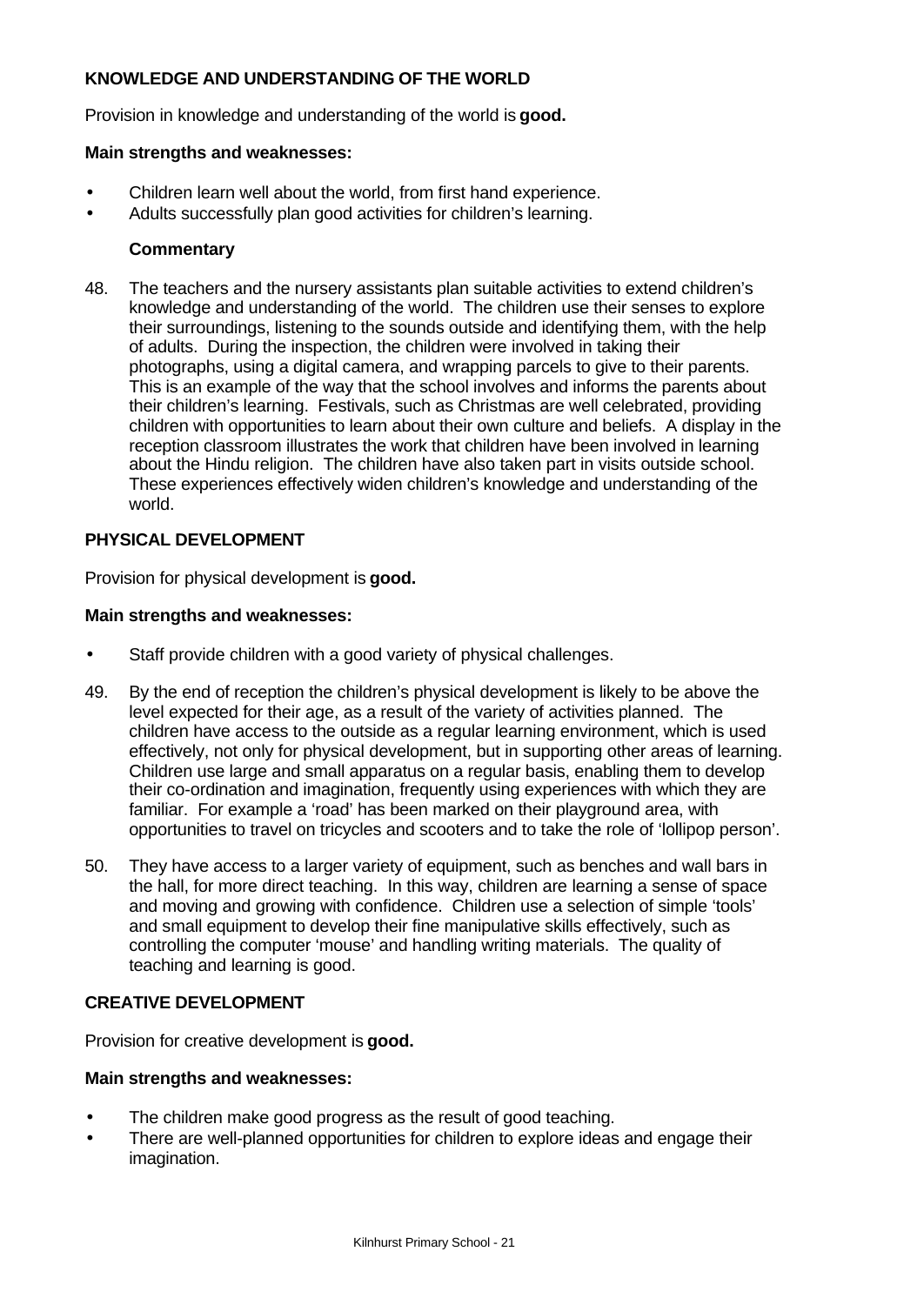**KNOWLEDGE AND UNDERSTANDING OF THE WORLD**

Provision in knowledge and understanding of the world is **good.**

**Main strengths and weaknesses:**

- Children learn well about the world, from first hand experience.
- Adults successfully plan good activities for children's learning.

**Commentary**

48. The teachers and the nursery assistants plan suitable activities to extend children's knowledge and understanding of the world. The children use their senses to explore their surroundings, listening to the sounds outside and identifying them, with the help of adults. During the inspection, the children were involved in taking their photographs, using a digital camera, and wrapping parcels to give to their parents. This is an example of the way that the school involves and informs the parents about their children's learning. Festivals, such as Christmas are well celebrated, providing children with opportunities to learn about their own culture and beliefs. A display in the reception classroom illustrates the work that children have been involved in learning about the Hindu religion. The children have also taken part in visits outside school. These experiences effectively widen children's knowledge and understanding of the world.

**PHYSICAL DEVELOPMENT**

Provision for physical development is **good.**

**Main strengths and weaknesses:**

- Staff provide children with a good variety of physical challenges.

49. By the end of reception the children's physical development is likely to be above the level expected for their age, as a result of the variety of activities planned. The children have access to the outside as a regular learning environment, which is used effectively, not only for physical development, but in supporting other areas of learning. Children use large and small apparatus on a regular basis, enabling them to develop their co-ordination and imagination, frequently using experiences with which they are familiar. For example a 'road' has been marked on their playground area, with opportunities to travel on tricycles and scooters and to take the role of 'lollipop person'.

50. They have access to a larger variety of equipment, such as benches and wall bars in the hall, for more direct teaching. In this way, children are learning a sense of space and moving and growing with confidence. Children use a selection of simple 'tools' and small equipment to develop their fine manipulative skills effectively, such as controlling the computer 'mouse' and handling writing materials. The quality of teaching and learning is good.

**CREATIVE DEVELOPMENT**

Provision for creative development is **good.**

**Main strengths and weaknesses:**

- The children make good progress as the result of good teaching.
- There are well-planned opportunities for children to explore ideas and engage their imagination.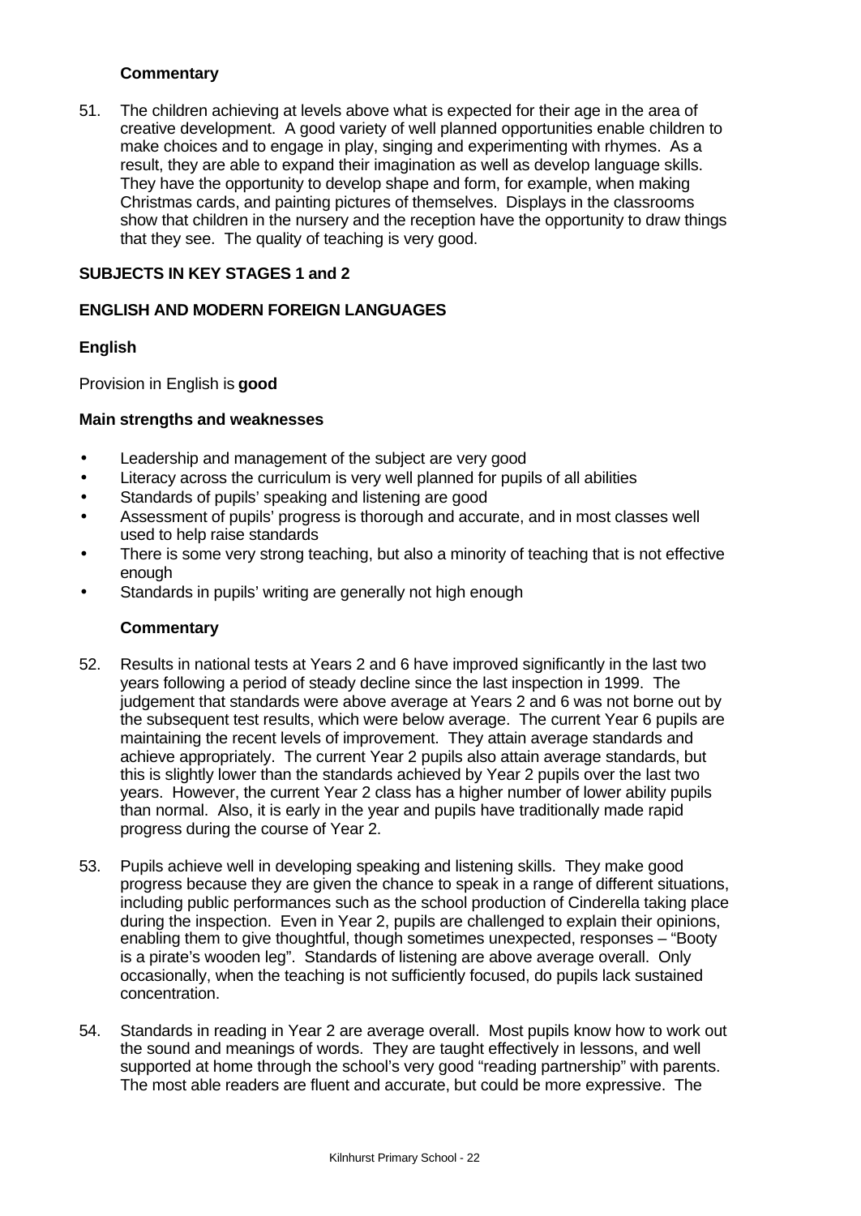### Commentary

51. The children achieving at levels above what is expected for their age in the area of creative development. A good variety of well planned opportunities enable children to make choices and to engage in play, singing and experimenting with rhymes. As a result, they are able to expand their imagination as well as develop language skills. They have the opportunity to develop shape and form, for example, when making Christmas cards, and painting pictures of themselves. Displays in the classrooms show that children in the nursery and the reception have the opportunity to draw things that they see. The quality of teaching is very good.

## SUBJECTS IN KEY STAGES 1 and 2

## ENGLISH AND MODERN FOREIGN LANGUAGES

### English

Provision in English is **good**

**Main strengths and weaknesses**

- Leadership and management of the subject are very good
- Literacy across the curriculum is very well planned for pupils of all abilities
- Standards of pupils' speaking and listening are good
- Assessment of pupils' progress is thorough and accurate, and in most classes well used to help raise standards
- There is some very strong teaching, but also a minority of teaching that is not effective enough
- Standards in pupils' writing are generally not high enough

### Commentary

52. Results in national tests at Years 2 and 6 have improved significantly in the last two years following a period of steady decline since the last inspection in 1999. The judgement that standards were above average at Years 2 and 6 was not borne out by the subsequent test results, which were below average. The current Year 6 pupils are maintaining the recent levels of improvement. They attain average standards and achieve appropriately. The current Year 2 pupils also attain average standards, but this is slightly lower than the standards achieved by Year 2 pupils over the last two years. However, the current Year 2 class has a higher number of lower ability pupils than normal. Also, it is early in the year and pupils have traditionally made rapid progress during the course of Year 2.

53. Pupils achieve well in developing speaking and listening skills. They make good progress because they are given the chance to speak in a range of different situations, including public performances such as the school production of Cinderella taking place during the inspection. Even in Year 2, pupils are challenged to explain their opinions, enabling them to give thoughtful, though sometimes unexpected, responses – "Booty is a pirate's wooden leg". Standards of listening are above average overall. Only occasionally, when the teaching is not sufficiently focused, do pupils lack sustained concentration.

54. Standards in reading in Year 2 are average overall. Most pupils know how to work out the sound and meanings of words. They are taught effectively in lessons, and well supported at home through the school's very good "reading partnership" with parents. The most able readers are fluent and accurate, but could be more expressive. The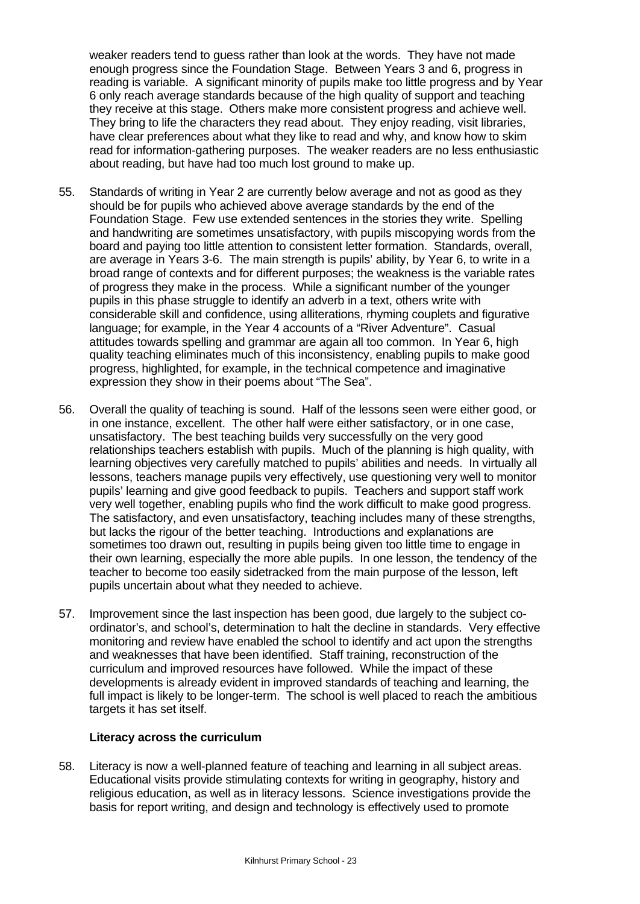weaker readers tend to guess rather than look at the words. They have not made enough progress since the Foundation Stage. Between Years 3 and 6, progress in reading is variable. A significant minority of pupils make too little progress and by Year 6 only reach average standards because of the high quality of support and teaching they receive at this stage. Others make more consistent progress and achieve well. They bring to life the characters they read about. They enjoy reading, visit libraries, have clear preferences about what they like to read and why, and know how to skim read for information-gathering purposes. The weaker readers are no less enthusiastic about reading, but have had too much lost ground to make up.

55. Standards of writing in Year 2 are currently below average and not as good as they should be for pupils who achieved above average standards by the end of the Foundation Stage. Few use extended sentences in the stories they write. Spelling and handwriting are sometimes unsatisfactory, with pupils miscopying words from the board and paying too little attention to consistent letter formation. Standards, overall, are average in Years 3-6. The main strength is pupils' ability, by Year 6, to write in a broad range of contexts and for different purposes; the weakness is the variable rates of progress they make in the process. While a significant number of the younger pupils in this phase struggle to identify an adverb in a text, others write with considerable skill and confidence, using alliterations, rhyming couplets and figurative language; for example, in the Year 4 accounts of a "River Adventure". Casual attitudes towards spelling and grammar are again all too common. In Year 6, high quality teaching eliminates much of this inconsistency, enabling pupils to make good progress, highlighted, for example, in the technical competence and imaginative expression they show in their poems about "The Sea".

56. Overall the quality of teaching is sound. Half of the lessons seen were either good, or in one instance, excellent. The other half were either satisfactory, or in one case, unsatisfactory. The best teaching builds very successfully on the very good relationships teachers establish with pupils. Much of the planning is high quality, with learning objectives very carefully matched to pupils' abilities and needs. In virtually all lessons, teachers manage pupils very effectively, use questioning very well to monitor pupils' learning and give good feedback to pupils. Teachers and support staff work very well together, enabling pupils who find the work difficult to make good progress. The satisfactory, and even unsatisfactory, teaching includes many of these strengths, but lacks the rigour of the better teaching. Introductions and explanations are sometimes too drawn out, resulting in pupils being given too little time to engage in their own learning, especially the more able pupils. In one lesson, the tendency of the teacher to become too easily sidetracked from the main purpose of the lesson, left pupils uncertain about what they needed to achieve.

57. Improvement since the last inspection has been good, due largely to the subject co-ordinator's, and school's, determination to halt the decline in standards. Very effective monitoring and review have enabled the school to identify and act upon the strengths and weaknesses that have been identified. Staff training, reconstruction of the curriculum and improved resources have followed. While the impact of these developments is already evident in improved standards of teaching and learning, the full impact is likely to be longer-term. The school is well placed to reach the ambitious targets it has set itself.

**Literacy across the curriculum**

58. Literacy is now a well-planned feature of teaching and learning in all subject areas. Educational visits provide stimulating contexts for writing in geography, history and religious education, as well as in literacy lessons. Science investigations provide the basis for report writing, and design and technology is effectively used to promote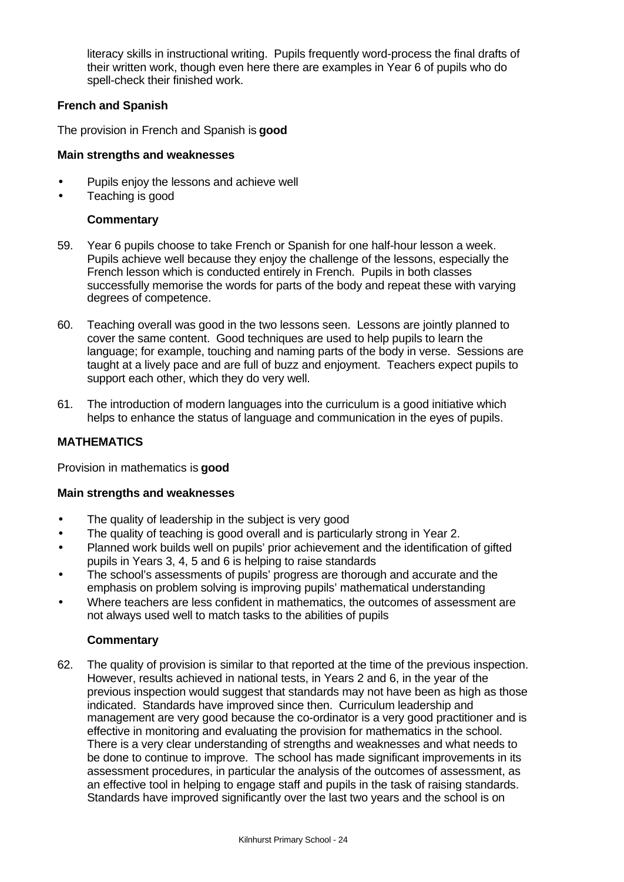literacy skills in instructional writing. Pupils frequently word-process the final drafts of their written work, though even here there are examples in Year 6 of pupils who do spell-check their finished work.

**French and Spanish**

The provision in French and Spanish is **good**

**Main strengths and weaknesses**

- Pupils enjoy the lessons and achieve well
- Teaching is good

**Commentary**

59. Year 6 pupils choose to take French or Spanish for one half-hour lesson a week. Pupils achieve well because they enjoy the challenge of the lessons, especially the French lesson which is conducted entirely in French. Pupils in both classes successfully memorise the words for parts of the body and repeat these with varying degrees of competence.

60. Teaching overall was good in the two lessons seen. Lessons are jointly planned to cover the same content. Good techniques are used to help pupils to learn the language; for example, touching and naming parts of the body in verse. Sessions are taught at a lively pace and are full of buzz and enjoyment. Teachers expect pupils to support each other, which they do very well.

61. The introduction of modern languages into the curriculum is a good initiative which helps to enhance the status of language and communication in the eyes of pupils.

**MATHEMATICS**

Provision in mathematics is **good**

**Main strengths and weaknesses**

- The quality of leadership in the subject is very good
- The quality of teaching is good overall and is particularly strong in Year 2.
- Planned work builds well on pupils' prior achievement and the identification of gifted pupils in Years 3, 4, 5 and 6 is helping to raise standards
- The school's assessments of pupils' progress are thorough and accurate and the emphasis on problem solving is improving pupils' mathematical understanding
- Where teachers are less confident in mathematics, the outcomes of assessment are not always used well to match tasks to the abilities of pupils

**Commentary**

62. The quality of provision is similar to that reported at the time of the previous inspection. However, results achieved in national tests, in Years 2 and 6, in the year of the previous inspection would suggest that standards may not have been as high as those indicated. Standards have improved since then. Curriculum leadership and management are very good because the co-ordinator is a very good practitioner and is effective in monitoring and evaluating the provision for mathematics in the school. There is a very clear understanding of strengths and weaknesses and what needs to be done to continue to improve. The school has made significant improvements in its assessment procedures, in particular the analysis of the outcomes of assessment, as an effective tool in helping to engage staff and pupils in the task of raising standards. Standards have improved significantly over the last two years and the school is on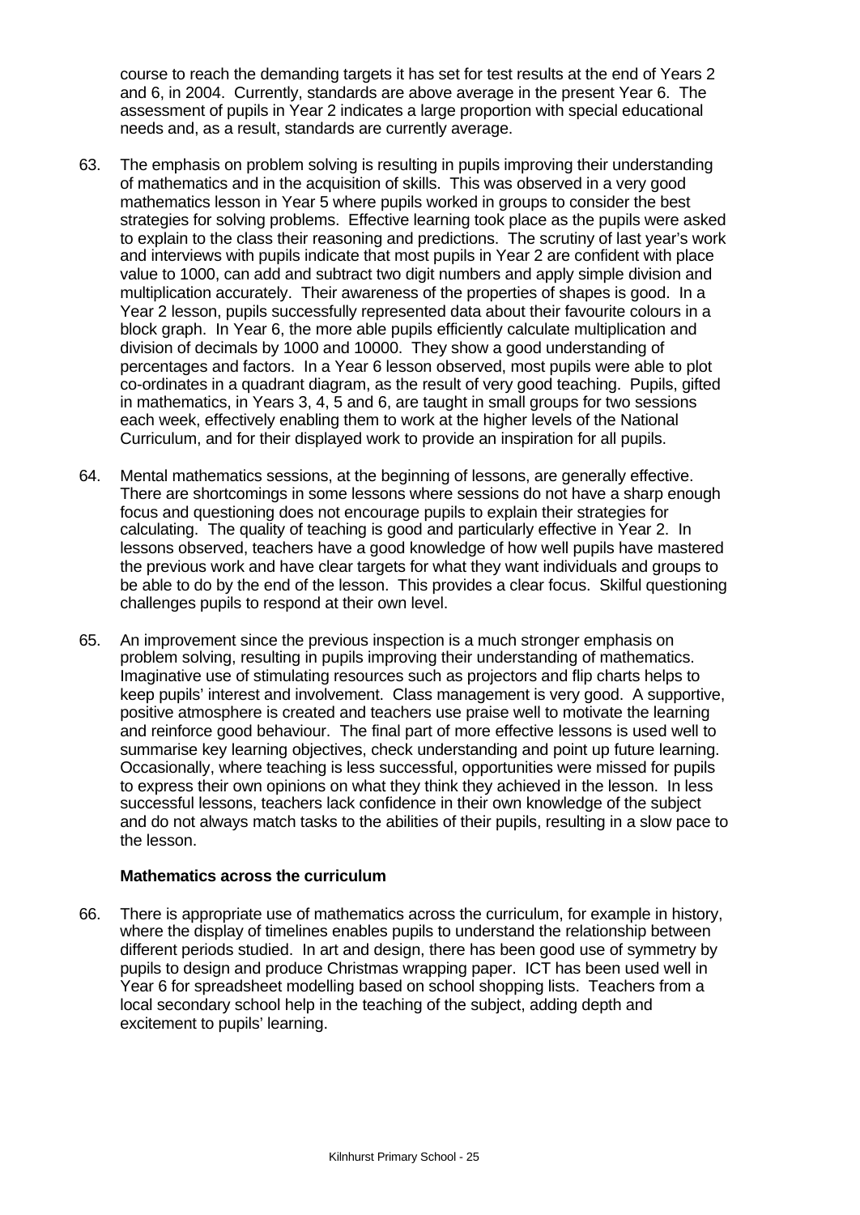course to reach the demanding targets it has set for test results at the end of Years 2 and 6, in 2004. Currently, standards are above average in the present Year 6. The assessment of pupils in Year 2 indicates a large proportion with special educational needs and, as a result, standards are currently average.

63. The emphasis on problem solving is resulting in pupils improving their understanding of mathematics and in the acquisition of skills. This was observed in a very good mathematics lesson in Year 5 where pupils worked in groups to consider the best strategies for solving problems. Effective learning took place as the pupils were asked to explain to the class their reasoning and predictions. The scrutiny of last year's work and interviews with pupils indicate that most pupils in Year 2 are confident with place value to 1000, can add and subtract two digit numbers and apply simple division and multiplication accurately. Their awareness of the properties of shapes is good. In a Year 2 lesson, pupils successfully represented data about their favourite colours in a block graph. In Year 6, the more able pupils efficiently calculate multiplication and division of decimals by 1000 and 10000. They show a good understanding of percentages and factors. In a Year 6 lesson observed, most pupils were able to plot co-ordinates in a quadrant diagram, as the result of very good teaching. Pupils, gifted in mathematics, in Years 3, 4, 5 and 6, are taught in small groups for two sessions each week, effectively enabling them to work at the higher levels of the National Curriculum, and for their displayed work to provide an inspiration for all pupils.

64. Mental mathematics sessions, at the beginning of lessons, are generally effective. There are shortcomings in some lessons where sessions do not have a sharp enough focus and questioning does not encourage pupils to explain their strategies for calculating. The quality of teaching is good and particularly effective in Year 2. In lessons observed, teachers have a good knowledge of how well pupils have mastered the previous work and have clear targets for what they want individuals and groups to be able to do by the end of the lesson. This provides a clear focus. Skilful questioning challenges pupils to respond at their own level.

65. An improvement since the previous inspection is a much stronger emphasis on problem solving, resulting in pupils improving their understanding of mathematics. Imaginative use of stimulating resources such as projectors and flip charts helps to keep pupils' interest and involvement. Class management is very good. A supportive, positive atmosphere is created and teachers use praise well to motivate the learning and reinforce good behaviour. The final part of more effective lessons is used well to summarise key learning objectives, check understanding and point up future learning. Occasionally, where teaching is less successful, opportunities were missed for pupils to express their own opinions on what they think they achieved in the lesson. In less successful lessons, teachers lack confidence in their own knowledge of the subject and do not always match tasks to the abilities of their pupils, resulting in a slow pace to the lesson.

### Mathematics across the curriculum

66. There is appropriate use of mathematics across the curriculum, for example in history, where the display of timelines enables pupils to understand the relationship between different periods studied. In art and design, there has been good use of symmetry by pupils to design and produce Christmas wrapping paper. ICT has been used well in Year 6 for spreadsheet modelling based on school shopping lists. Teachers from a local secondary school help in the teaching of the subject, adding depth and excitement to pupils' learning.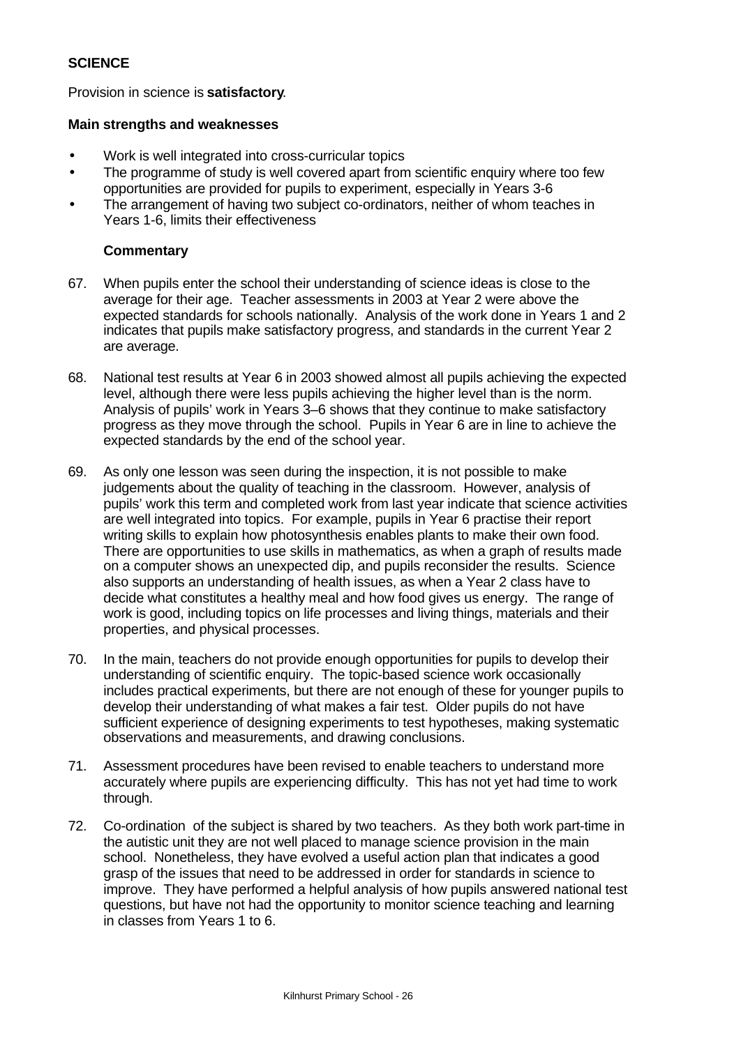**SCIENCE**

Provision in science is **satisfactory**.

**Main strengths and weaknesses**

- Work is well integrated into cross-curricular topics
- The programme of study is well covered apart from scientific enquiry where too few opportunities are provided for pupils to experiment, especially in Years 3-6
- The arrangement of having two subject co-ordinators, neither of whom teaches in Years 1-6, limits their effectiveness

**Commentary**

67. When pupils enter the school their understanding of science ideas is close to the average for their age. Teacher assessments in 2003 at Year 2 were above the expected standards for schools nationally. Analysis of the work done in Years 1 and 2 indicates that pupils make satisfactory progress, and standards in the current Year 2 are average.

68. National test results at Year 6 in 2003 showed almost all pupils achieving the expected level, although there were less pupils achieving the higher level than is the norm. Analysis of pupils' work in Years 3–6 shows that they continue to make satisfactory progress as they move through the school. Pupils in Year 6 are in line to achieve the expected standards by the end of the school year.

69. As only one lesson was seen during the inspection, it is not possible to make judgements about the quality of teaching in the classroom. However, analysis of pupils' work this term and completed work from last year indicate that science activities are well integrated into topics. For example, pupils in Year 6 practise their report writing skills to explain how photosynthesis enables plants to make their own food. There are opportunities to use skills in mathematics, as when a graph of results made on a computer shows an unexpected dip, and pupils reconsider the results. Science also supports an understanding of health issues, as when a Year 2 class have to decide what constitutes a healthy meal and how food gives us energy. The range of work is good, including topics on life processes and living things, materials and their properties, and physical processes.

70. In the main, teachers do not provide enough opportunities for pupils to develop their understanding of scientific enquiry. The topic-based science work occasionally includes practical experiments, but there are not enough of these for younger pupils to develop their understanding of what makes a fair test. Older pupils do not have sufficient experience of designing experiments to test hypotheses, making systematic observations and measurements, and drawing conclusions.

71. Assessment procedures have been revised to enable teachers to understand more accurately where pupils are experiencing difficulty. This has not yet had time to work through.

72. Co-ordination of the subject is shared by two teachers. As they both work part-time in the autistic unit they are not well placed to manage science provision in the main school. Nonetheless, they have evolved a useful action plan that indicates a good grasp of the issues that need to be addressed in order for standards in science to improve. They have performed a helpful analysis of how pupils answered national test questions, but have not had the opportunity to monitor science teaching and learning in classes from Years 1 to 6.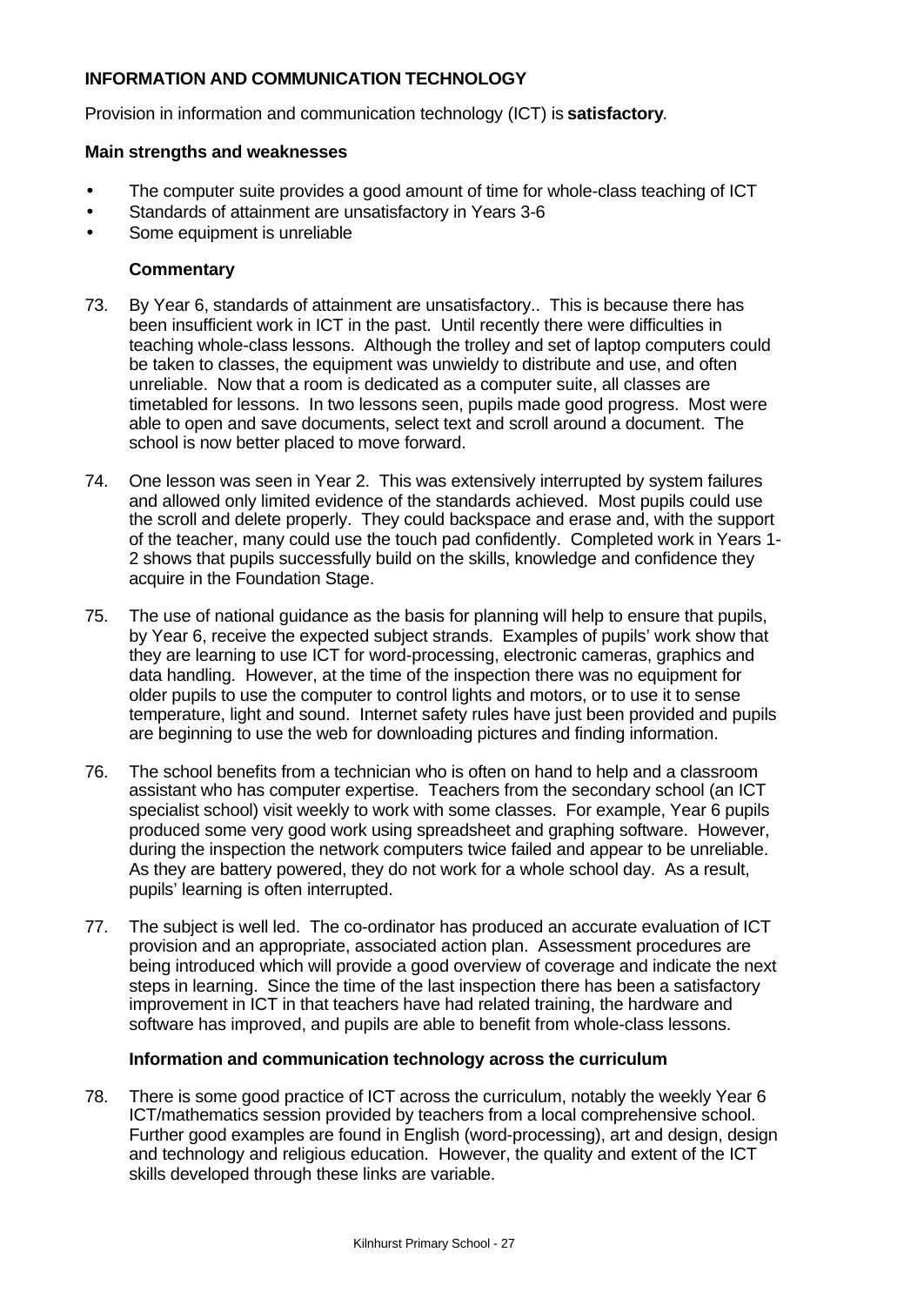**INFORMATION AND COMMUNICATION TECHNOLOGY**

Provision in information and communication technology (ICT) is **satisfactory**.

**Main strengths and weaknesses**

- The computer suite provides a good amount of time for whole-class teaching of ICT
- Standards of attainment are unsatisfactory in Years 3-6
- Some equipment is unreliable

**Commentary**

73. By Year 6, standards of attainment are unsatisfactory.. This is because there has been insufficient work in ICT in the past. Until recently there were difficulties in teaching whole-class lessons. Although the trolley and set of laptop computers could be taken to classes, the equipment was unwieldy to distribute and use, and often unreliable. Now that a room is dedicated as a computer suite, all classes are timetabled for lessons. In two lessons seen, pupils made good progress. Most were able to open and save documents, select text and scroll around a document. The school is now better placed to move forward.

74. One lesson was seen in Year 2. This was extensively interrupted by system failures and allowed only limited evidence of the standards achieved. Most pupils could use the scroll and delete properly. They could backspace and erase and, with the support of the teacher, many could use the touch pad confidently. Completed work in Years 1-2 shows that pupils successfully build on the skills, knowledge and confidence they acquire in the Foundation Stage.

75. The use of national guidance as the basis for planning will help to ensure that pupils, by Year 6, receive the expected subject strands. Examples of pupils' work show that they are learning to use ICT for word-processing, electronic cameras, graphics and data handling. However, at the time of the inspection there was no equipment for older pupils to use the computer to control lights and motors, or to use it to sense temperature, light and sound. Internet safety rules have just been provided and pupils are beginning to use the web for downloading pictures and finding information.

76. The school benefits from a technician who is often on hand to help and a classroom assistant who has computer expertise. Teachers from the secondary school (an ICT specialist school) visit weekly to work with some classes. For example, Year 6 pupils produced some very good work using spreadsheet and graphing software. However, during the inspection the network computers twice failed and appear to be unreliable. As they are battery powered, they do not work for a whole school day. As a result, pupils' learning is often interrupted.

77. The subject is well led. The co-ordinator has produced an accurate evaluation of ICT provision and an appropriate, associated action plan. Assessment procedures are being introduced which will provide a good overview of coverage and indicate the next steps in learning. Since the time of the last inspection there has been a satisfactory improvement in ICT in that teachers have had related training, the hardware and software has improved, and pupils are able to benefit from whole-class lessons.

**Information and communication technology across the curriculum**

78. There is some good practice of ICT across the curriculum, notably the weekly Year 6 ICT/mathematics session provided by teachers from a local comprehensive school. Further good examples are found in English (word-processing), art and design, design and technology and religious education. However, the quality and extent of the ICT skills developed through these links are variable.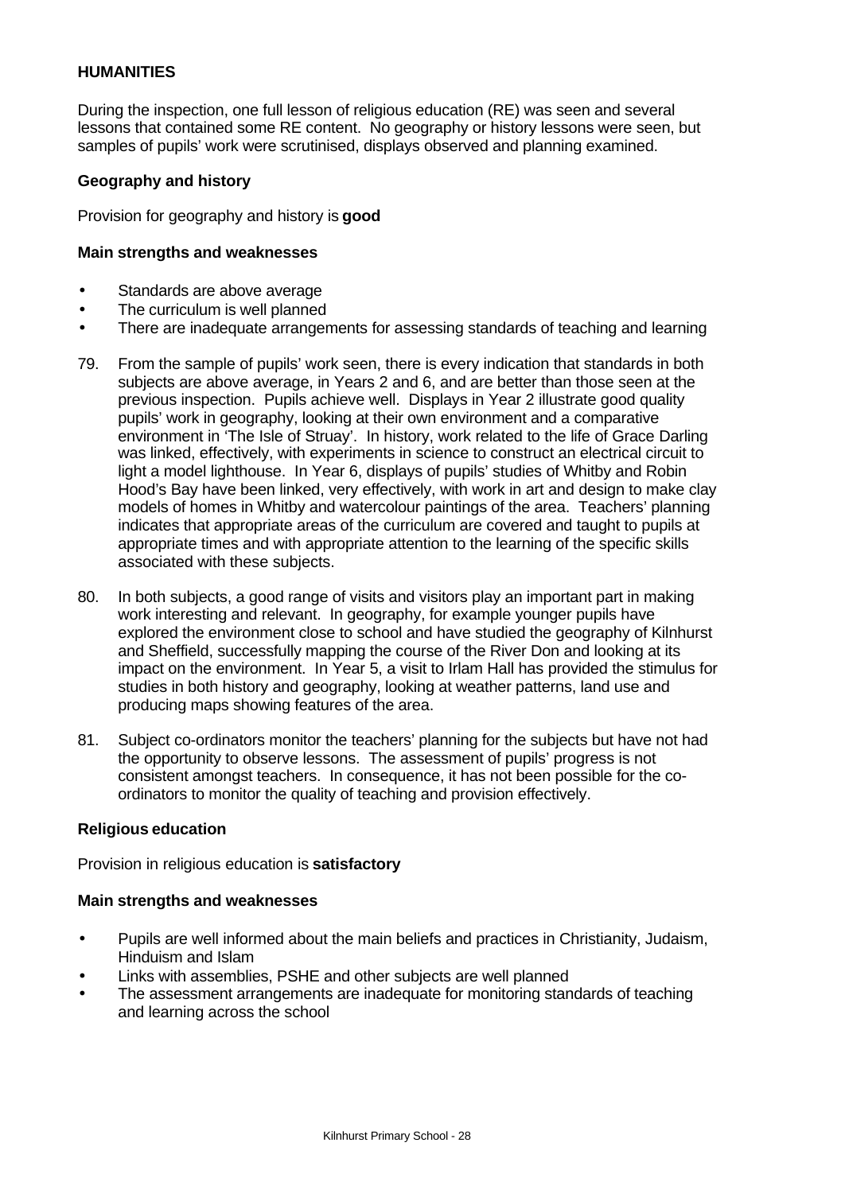### HUMANITIES

During the inspection, one full lesson of religious education (RE) was seen and several lessons that contained some RE content. No geography or history lessons were seen, but samples of pupils' work were scrutinised, displays observed and planning examined.

#### Geography and history

Provision for geography and history is **good**

#### Main strengths and weaknesses

- Standards are above average
- The curriculum is well planned
- There are inadequate arrangements for assessing standards of teaching and learning

79. From the sample of pupils' work seen, there is every indication that standards in both subjects are above average, in Years 2 and 6, and are better than those seen at the previous inspection. Pupils achieve well. Displays in Year 2 illustrate good quality pupils' work in geography, looking at their own environment and a comparative environment in 'The Isle of Struay'. In history, work related to the life of Grace Darling was linked, effectively, with experiments in science to construct an electrical circuit to light a model lighthouse. In Year 6, displays of pupils' studies of Whitby and Robin Hood's Bay have been linked, very effectively, with work in art and design to make clay models of homes in Whitby and watercolour paintings of the area. Teachers' planning indicates that appropriate areas of the curriculum are covered and taught to pupils at appropriate times and with appropriate attention to the learning of the specific skills associated with these subjects.

80. In both subjects, a good range of visits and visitors play an important part in making work interesting and relevant. In geography, for example younger pupils have explored the environment close to school and have studied the geography of Kilnhurst and Sheffield, successfully mapping the course of the River Don and looking at its impact on the environment. In Year 5, a visit to Irlam Hall has provided the stimulus for studies in both history and geography, looking at weather patterns, land use and producing maps showing features of the area.

81. Subject co-ordinators monitor the teachers' planning for the subjects but have not had the opportunity to observe lessons. The assessment of pupils' progress is not consistent amongst teachers. In consequence, it has not been possible for the co-ordinators to monitor the quality of teaching and provision effectively.

#### Religious education

Provision in religious education is **satisfactory**

#### Main strengths and weaknesses

- Pupils are well informed about the main beliefs and practices in Christianity, Judaism, Hinduism and Islam
- Links with assemblies, PSHE and other subjects are well planned
- The assessment arrangements are inadequate for monitoring standards of teaching and learning across the school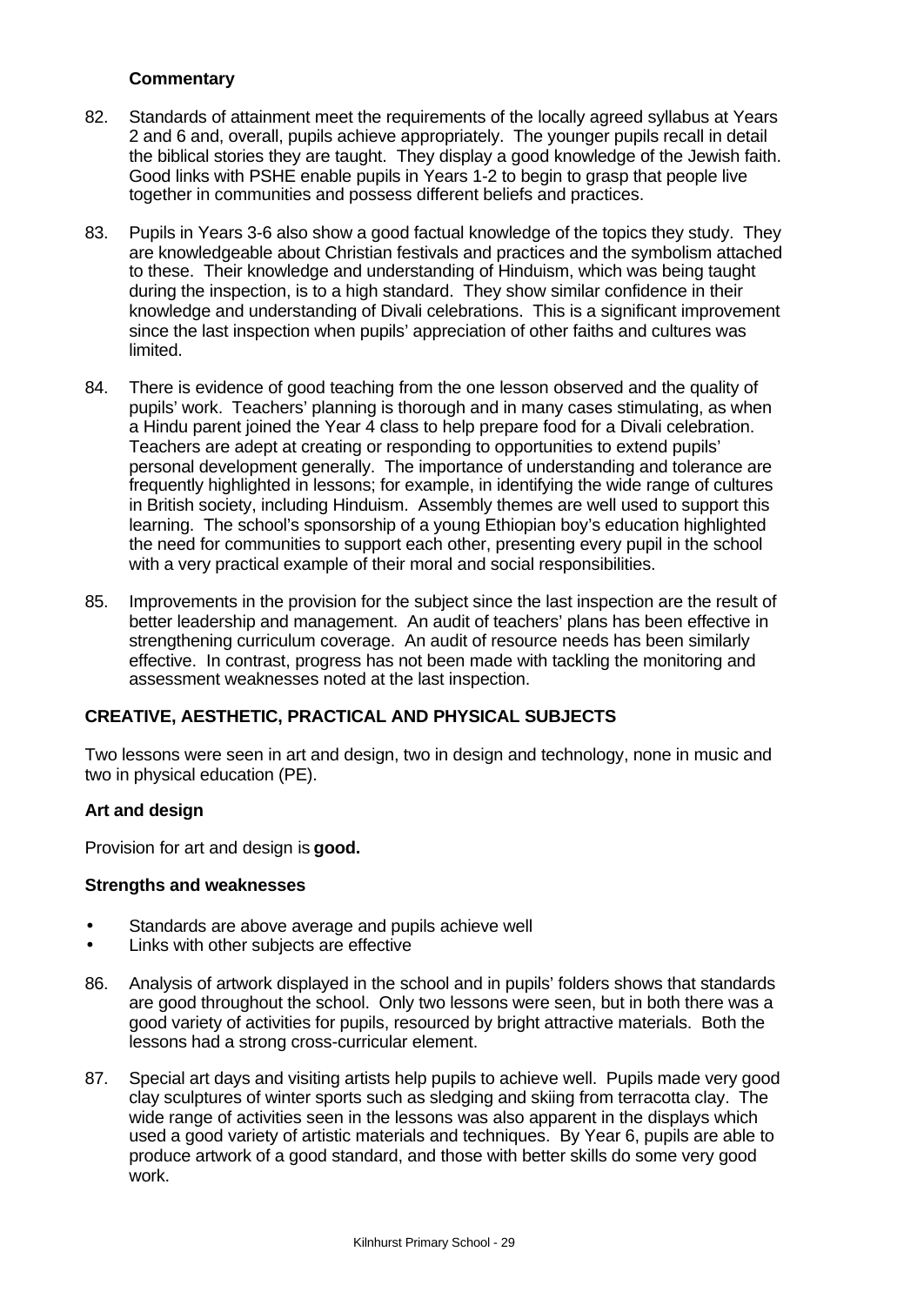**Commentary**

82. Standards of attainment meet the requirements of the locally agreed syllabus at Years 2 and 6 and, overall, pupils achieve appropriately. The younger pupils recall in detail the biblical stories they are taught. They display a good knowledge of the Jewish faith. Good links with PSHE enable pupils in Years 1-2 to begin to grasp that people live together in communities and possess different beliefs and practices.

83. Pupils in Years 3-6 also show a good factual knowledge of the topics they study. They are knowledgeable about Christian festivals and practices and the symbolism attached to these. Their knowledge and understanding of Hinduism, which was being taught during the inspection, is to a high standard. They show similar confidence in their knowledge and understanding of Divali celebrations. This is a significant improvement since the last inspection when pupils' appreciation of other faiths and cultures was limited.

84. There is evidence of good teaching from the one lesson observed and the quality of pupils' work. Teachers' planning is thorough and in many cases stimulating, as when a Hindu parent joined the Year 4 class to help prepare food for a Divali celebration. Teachers are adept at creating or responding to opportunities to extend pupils' personal development generally. The importance of understanding and tolerance are frequently highlighted in lessons; for example, in identifying the wide range of cultures in British society, including Hinduism. Assembly themes are well used to support this learning. The school's sponsorship of a young Ethiopian boy's education highlighted the need for communities to support each other, presenting every pupil in the school with a very practical example of their moral and social responsibilities.

85. Improvements in the provision for the subject since the last inspection are the result of better leadership and management. An audit of teachers' plans has been effective in strengthening curriculum coverage. An audit of resource needs has been similarly effective. In contrast, progress has not been made with tackling the monitoring and assessment weaknesses noted at the last inspection.

## CREATIVE, AESTHETIC, PRACTICAL AND PHYSICAL SUBJECTS

Two lessons were seen in art and design, two in design and technology, none in music and two in physical education (PE).

### Art and design

Provision for art and design is **good.**

**Strengths and weaknesses**

- Standards are above average and pupils achieve well
- Links with other subjects are effective

86. Analysis of artwork displayed in the school and in pupils' folders shows that standards are good throughout the school. Only two lessons were seen, but in both there was a good variety of activities for pupils, resourced by bright attractive materials. Both the lessons had a strong cross-curricular element.

87. Special art days and visiting artists help pupils to achieve well. Pupils made very good clay sculptures of winter sports such as sledging and skiing from terracotta clay. The wide range of activities seen in the lessons was also apparent in the displays which used a good variety of artistic materials and techniques. By Year 6, pupils are able to produce artwork of a good standard, and those with better skills do some very good work.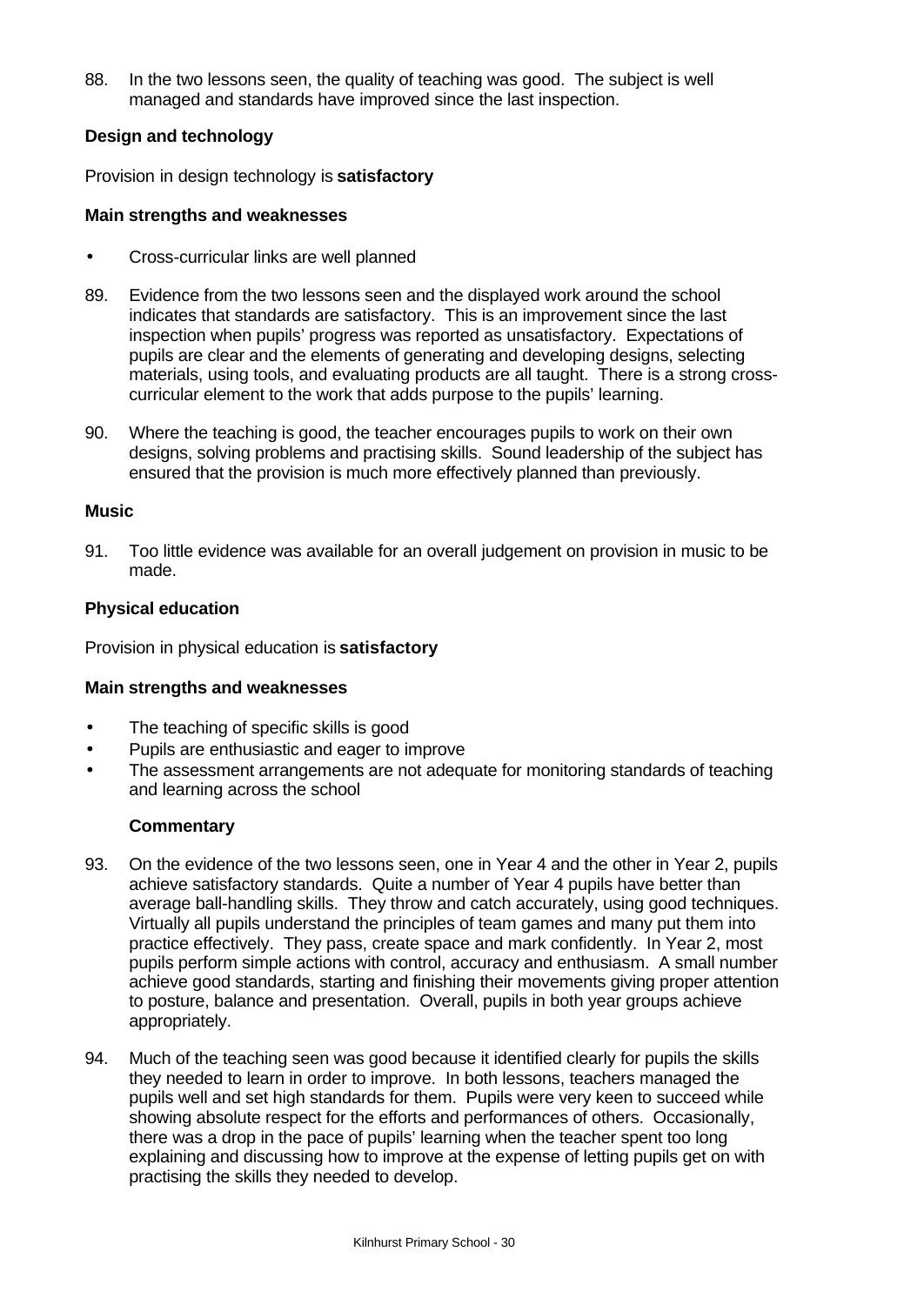88. In the two lessons seen, the quality of teaching was good. The subject is well managed and standards have improved since the last inspection.

**Design and technology**

Provision in design technology is **satisfactory**

**Main strengths and weaknesses**

- Cross-curricular links are well planned

89. Evidence from the two lessons seen and the displayed work around the school indicates that standards are satisfactory. This is an improvement since the last inspection when pupils' progress was reported as unsatisfactory. Expectations of pupils are clear and the elements of generating and developing designs, selecting materials, using tools, and evaluating products are all taught. There is a strong cross-curricular element to the work that adds purpose to the pupils' learning.

90. Where the teaching is good, the teacher encourages pupils to work on their own designs, solving problems and practising skills. Sound leadership of the subject has ensured that the provision is much more effectively planned than previously.

**Music**

91. Too little evidence was available for an overall judgement on provision in music to be made.

**Physical education**

Provision in physical education is **satisfactory**

**Main strengths and weaknesses**

- The teaching of specific skills is good
- Pupils are enthusiastic and eager to improve
- The assessment arrangements are not adequate for monitoring standards of teaching and learning across the school

**Commentary**

93. On the evidence of the two lessons seen, one in Year 4 and the other in Year 2, pupils achieve satisfactory standards. Quite a number of Year 4 pupils have better than average ball-handling skills. They throw and catch accurately, using good techniques. Virtually all pupils understand the principles of team games and many put them into practice effectively. They pass, create space and mark confidently. In Year 2, most pupils perform simple actions with control, accuracy and enthusiasm. A small number achieve good standards, starting and finishing their movements giving proper attention to posture, balance and presentation. Overall, pupils in both year groups achieve appropriately.

94. Much of the teaching seen was good because it identified clearly for pupils the skills they needed to learn in order to improve. In both lessons, teachers managed the pupils well and set high standards for them. Pupils were very keen to succeed while showing absolute respect for the efforts and performances of others. Occasionally, there was a drop in the pace of pupils' learning when the teacher spent too long explaining and discussing how to improve at the expense of letting pupils get on with practising the skills they needed to develop.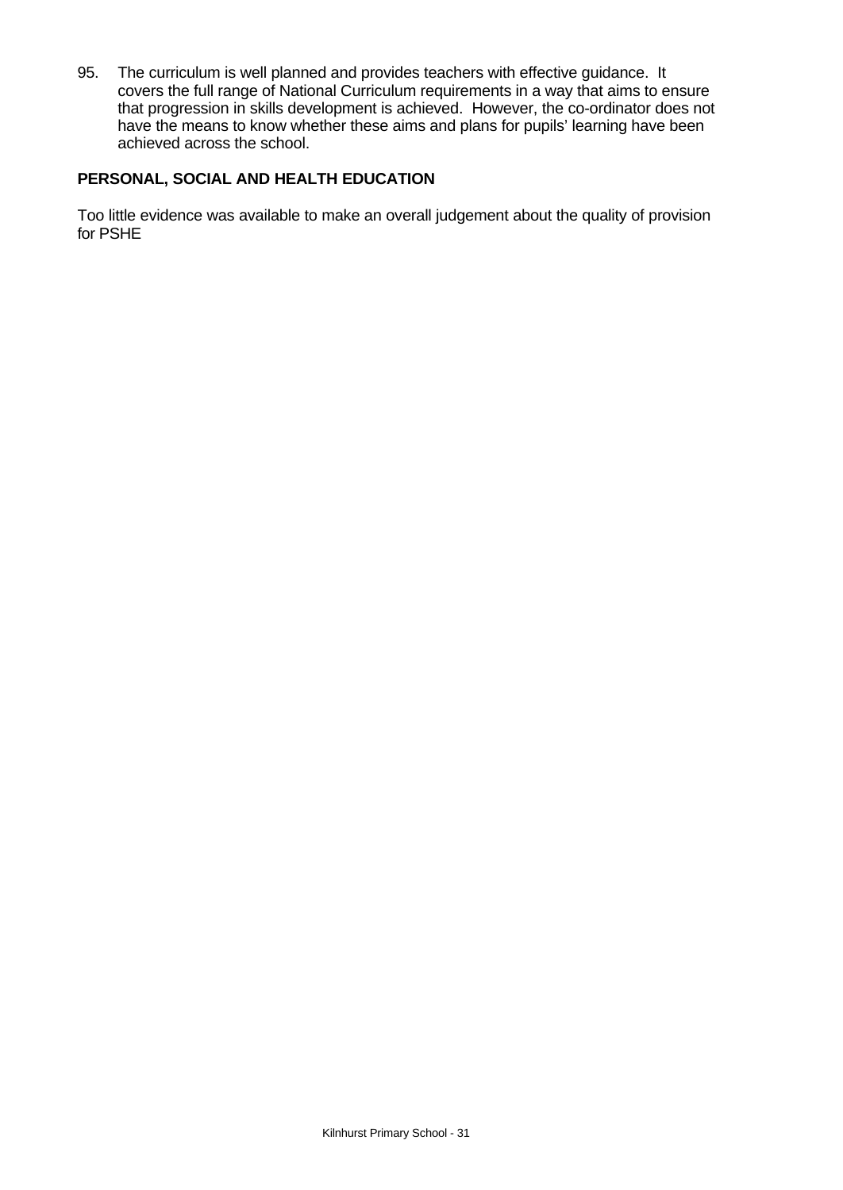95. The curriculum is well planned and provides teachers with effective guidance. It covers the full range of National Curriculum requirements in a way that aims to ensure that progression in skills development is achieved. However, the co-ordinator does not have the means to know whether these aims and plans for pupils' learning have been achieved across the school.

**PERSONAL, SOCIAL AND HEALTH EDUCATION**

Too little evidence was available to make an overall judgement about the quality of provision for PSHE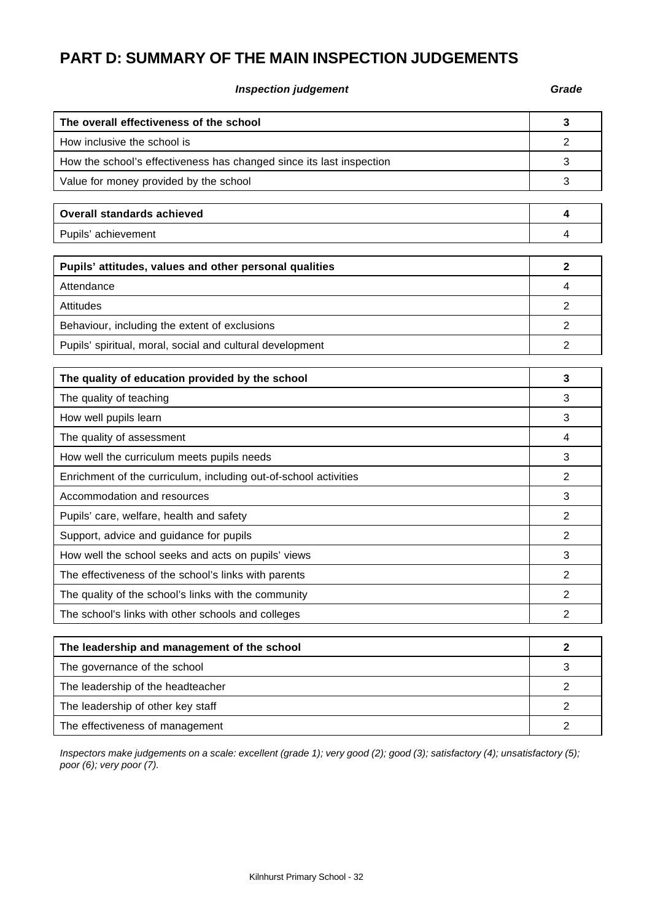# PART D: SUMMARY OF THE MAIN INSPECTION JUDGEMENTS

| *Inspection judgement* | *Grade* |
|---|---|
| **The overall effectiveness of the school** | **3** |
| How inclusive the school is | 2 |
| How the school's effectiveness has changed since its last inspection | 3 |
| Value for money provided by the school | 3 |
| **Overall standards achieved** | **4** |
| Pupils' achievement | 4 |
| **Pupils' attitudes, values and other personal qualities** | **2** |
| Attendance | 4 |
| Attitudes | 2 |
| Behaviour, including the extent of exclusions | 2 |
| Pupils' spiritual, moral, social and cultural development | 2 |
| **The quality of education provided by the school** | **3** |
| The quality of teaching | 3 |
| How well pupils learn | 3 |
| The quality of assessment | 4 |
| How well the curriculum meets pupils needs | 3 |
| Enrichment of the curriculum, including out-of-school activities | 2 |
| Accommodation and resources | 3 |
| Pupils' care, welfare, health and safety | 2 |
| Support, advice and guidance for pupils | 2 |
| How well the school seeks and acts on pupils' views | 3 |
| The effectiveness of the school's links with parents | 2 |
| The quality of the school's links with the community | 2 |
| The school's links with other schools and colleges | 2 |
| **The leadership and management of the school** | **2** |
| The governance of the school | 3 |
| The leadership of the headteacher | 2 |
| The leadership of other key staff | 2 |
| The effectiveness of management | 2 |

*Inspectors make judgements on a scale: excellent (grade 1); very good (2); good (3); satisfactory (4); unsatisfactory (5); poor (6); very poor (7).*